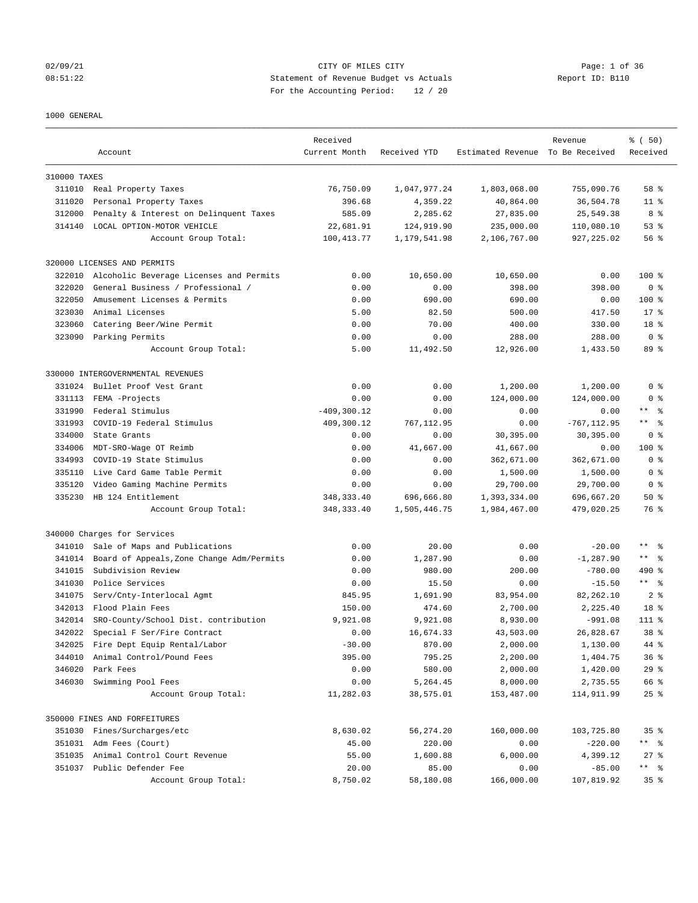CITY OF MILES CITY
Statement of Revenue Budget vs Actuals
For the Accounting Period: 12 / 20

02/09/21 08:51:22 — Report ID: B110

1000 GENERAL

| | Account | Received Current Month | Received YTD | Estimated Revenue | Revenue To Be Received | % ( 50) Received |
|---|---|---|---|---|---|---|
| **310000 TAXES** | | | | | | |
| 311010 | Real Property Taxes | 76,750.09 | 1,047,977.24 | 1,803,068.00 | 755,090.76 | 58 % |
| 311020 | Personal Property Taxes | 396.68 | 4,359.22 | 40,864.00 | 36,504.78 | 11 % |
| 312000 | Penalty & Interest on Delinquent Taxes | 585.09 | 2,285.62 | 27,835.00 | 25,549.38 | 8 % |
| 314140 | LOCAL OPTION-MOTOR VEHICLE | 22,681.91 | 124,919.90 | 235,000.00 | 110,080.10 | 53 % |
| | Account Group Total: | 100,413.77 | 1,179,541.98 | 2,106,767.00 | 927,225.02 | 56 % |
| **320000 LICENSES AND PERMITS** | | | | | | |
| 322010 | Alcoholic Beverage Licenses and Permits | 0.00 | 10,650.00 | 10,650.00 | 0.00 | 100 % |
| 322020 | General Business / Professional / | 0.00 | 0.00 | 398.00 | 398.00 | 0 % |
| 322050 | Amusement Licenses & Permits | 0.00 | 690.00 | 690.00 | 0.00 | 100 % |
| 323030 | Animal Licenses | 5.00 | 82.50 | 500.00 | 417.50 | 17 % |
| 323060 | Catering Beer/Wine Permit | 0.00 | 70.00 | 400.00 | 330.00 | 18 % |
| 323090 | Parking Permits | 0.00 | 0.00 | 288.00 | 288.00 | 0 % |
| | Account Group Total: | 5.00 | 11,492.50 | 12,926.00 | 1,433.50 | 89 % |
| **330000 INTERGOVERNMENTAL REVENUES** | | | | | | |
| 331024 | Bullet Proof Vest Grant | 0.00 | 0.00 | 1,200.00 | 1,200.00 | 0 % |
| 331113 | FEMA -Projects | 0.00 | 0.00 | 124,000.00 | 124,000.00 | 0 % |
| 331990 | Federal Stimulus | -409,300.12 | 0.00 | 0.00 | 0.00 | ** % |
| 331993 | COVID-19 Federal Stimulus | 409,300.12 | 767,112.95 | 0.00 | -767,112.95 | ** % |
| 334000 | State Grants | 0.00 | 0.00 | 30,395.00 | 30,395.00 | 0 % |
| 334006 | MDT-SRO-Wage OT Reimb | 0.00 | 41,667.00 | 41,667.00 | 0.00 | 100 % |
| 334993 | COVID-19 State Stimulus | 0.00 | 0.00 | 362,671.00 | 362,671.00 | 0 % |
| 335110 | Live Card Game Table Permit | 0.00 | 0.00 | 1,500.00 | 1,500.00 | 0 % |
| 335120 | Video Gaming Machine Permits | 0.00 | 0.00 | 29,700.00 | 29,700.00 | 0 % |
| 335230 | HB 124 Entitlement | 348,333.40 | 696,666.80 | 1,393,334.00 | 696,667.20 | 50 % |
| | Account Group Total: | 348,333.40 | 1,505,446.75 | 1,984,467.00 | 479,020.25 | 76 % |
| **340000 Charges for Services** | | | | | | |
| 341010 | Sale of Maps and Publications | 0.00 | 20.00 | 0.00 | -20.00 | ** % |
| 341014 | Board of Appeals,Zone Change Adm/Permits | 0.00 | 1,287.90 | 0.00 | -1,287.90 | ** % |
| 341015 | Subdivision Review | 0.00 | 980.00 | 200.00 | -780.00 | 490 % |
| 341030 | Police Services | 0.00 | 15.50 | 0.00 | -15.50 | ** % |
| 341075 | Serv/Cnty-Interlocal Agmt | 845.95 | 1,691.90 | 83,954.00 | 82,262.10 | 2 % |
| 342013 | Flood Plain Fees | 150.00 | 474.60 | 2,700.00 | 2,225.40 | 18 % |
| 342014 | SRO-County/School Dist. contribution | 9,921.08 | 9,921.08 | 8,930.00 | -991.08 | 111 % |
| 342022 | Special F Ser/Fire Contract | 0.00 | 16,674.33 | 43,503.00 | 26,828.67 | 38 % |
| 342025 | Fire Dept Equip Rental/Labor | -30.00 | 870.00 | 2,000.00 | 1,130.00 | 44 % |
| 344010 | Animal Control/Pound Fees | 395.00 | 795.25 | 2,200.00 | 1,404.75 | 36 % |
| 346020 | Park Fees | 0.00 | 580.00 | 2,000.00 | 1,420.00 | 29 % |
| 346030 | Swimming Pool Fees | 0.00 | 5,264.45 | 8,000.00 | 2,735.55 | 66 % |
| | Account Group Total: | 11,282.03 | 38,575.01 | 153,487.00 | 114,911.99 | 25 % |
| **350000 FINES AND FORFEITURES** | | | | | | |
| 351030 | Fines/Surcharges/etc | 8,630.02 | 56,274.20 | 160,000.00 | 103,725.80 | 35 % |
| 351031 | Adm Fees (Court) | 45.00 | 220.00 | 0.00 | -220.00 | ** % |
| 351035 | Animal Control Court Revenue | 55.00 | 1,600.88 | 6,000.00 | 4,399.12 | 27 % |
| 351037 | Public Defender Fee | 20.00 | 85.00 | 0.00 | -85.00 | ** % |
| | Account Group Total: | 8,750.02 | 58,180.08 | 166,000.00 | 107,819.92 | 35 % |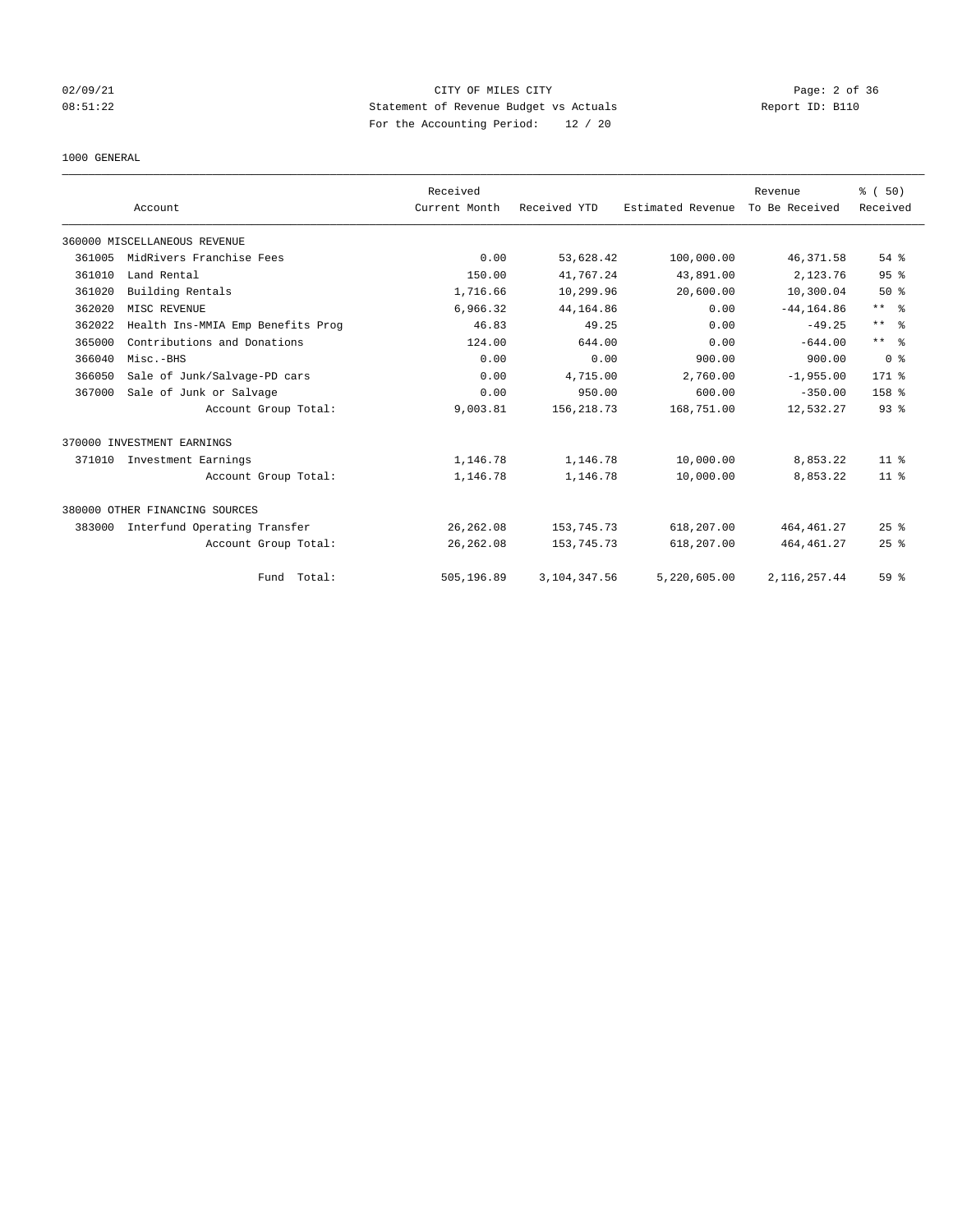CITY OF MILES CITY
Statement of Revenue Budget vs Actuals
For the Accounting Period: 12 / 20

1000 GENERAL

| Account | | Received Current Month | Received YTD | Estimated Revenue | Revenue To Be Received | % ( 50) Received |
|---|---|---|---|---|---|---|
| 360000 MISCELLANEOUS REVENUE | | | | | | |
| 361005 | MidRivers Franchise Fees | 0.00 | 53,628.42 | 100,000.00 | 46,371.58 | 54 % |
| 361010 | Land Rental | 150.00 | 41,767.24 | 43,891.00 | 2,123.76 | 95 % |
| 361020 | Building Rentals | 1,716.66 | 10,299.96 | 20,600.00 | 10,300.04 | 50 % |
| 362020 | MISC REVENUE | 6,966.32 | 44,164.86 | 0.00 | -44,164.86 | ** % |
| 362022 | Health Ins-MMIA Emp Benefits Prog | 46.83 | 49.25 | 0.00 | -49.25 | ** % |
| 365000 | Contributions and Donations | 124.00 | 644.00 | 0.00 | -644.00 | ** % |
| 366040 | Misc.-BHS | 0.00 | 0.00 | 900.00 | 900.00 | 0 % |
| 366050 | Sale of Junk/Salvage-PD cars | 0.00 | 4,715.00 | 2,760.00 | -1,955.00 | 171 % |
| 367000 | Sale of Junk or Salvage | 0.00 | 950.00 | 600.00 | -350.00 | 158 % |
| | Account Group Total: | 9,003.81 | 156,218.73 | 168,751.00 | 12,532.27 | 93 % |
| 370000 INVESTMENT EARNINGS | | | | | | |
| 371010 | Investment Earnings | 1,146.78 | 1,146.78 | 10,000.00 | 8,853.22 | 11 % |
| | Account Group Total: | 1,146.78 | 1,146.78 | 10,000.00 | 8,853.22 | 11 % |
| 380000 OTHER FINANCING SOURCES | | | | | | |
| 383000 | Interfund Operating Transfer | 26,262.08 | 153,745.73 | 618,207.00 | 464,461.27 | 25 % |
| | Account Group Total: | 26,262.08 | 153,745.73 | 618,207.00 | 464,461.27 | 25 % |
| | Fund Total: | 505,196.89 | 3,104,347.56 | 5,220,605.00 | 2,116,257.44 | 59 % |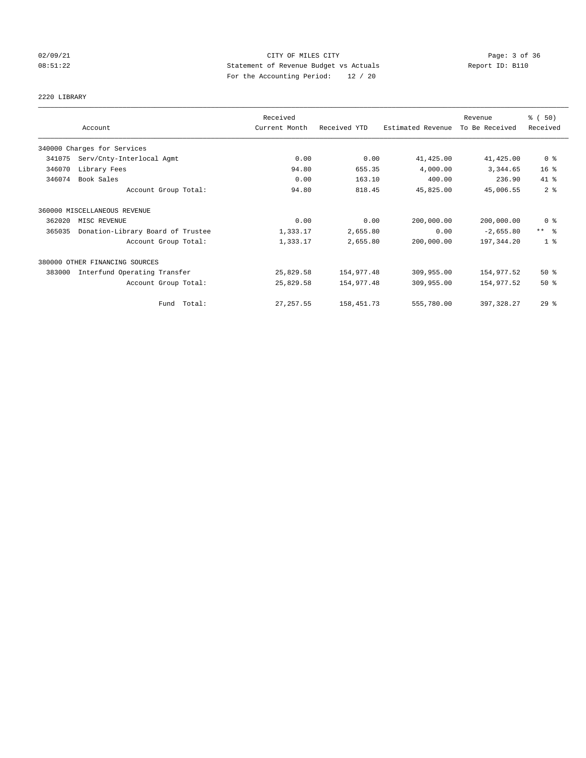CITY OF MILES CITY
Statement of Revenue Budget vs Actuals
For the Accounting Period: 12 / 20

02/09/21
08:51:22

Report ID: B110

## 2220 LIBRARY

| Account | | Received Current Month | Received YTD | Estimated Revenue | Revenue To Be Received | % ( 50) Received |
|---|---|---|---|---|---|---|
| 340000 Charges for Services | | | | | | |
| 341075 | Serv/Cnty-Interlocal Agmt | 0.00 | 0.00 | 41,425.00 | 41,425.00 | 0 % |
| 346070 | Library Fees | 94.80 | 655.35 | 4,000.00 | 3,344.65 | 16 % |
| 346074 | Book Sales | 0.00 | 163.10 | 400.00 | 236.90 | 41 % |
| | Account Group Total: | 94.80 | 818.45 | 45,825.00 | 45,006.55 | 2 % |
| 360000 MISCELLANEOUS REVENUE | | | | | | |
| 362020 | MISC REVENUE | 0.00 | 0.00 | 200,000.00 | 200,000.00 | 0 % |
| 365035 | Donation-Library Board of Trustee | 1,333.17 | 2,655.80 | 0.00 | -2,655.80 | ** % |
| | Account Group Total: | 1,333.17 | 2,655.80 | 200,000.00 | 197,344.20 | 1 % |
| 380000 OTHER FINANCING SOURCES | | | | | | |
| 383000 | Interfund Operating Transfer | 25,829.58 | 154,977.48 | 309,955.00 | 154,977.52 | 50 % |
| | Account Group Total: | 25,829.58 | 154,977.48 | 309,955.00 | 154,977.52 | 50 % |
| | Fund Total: | 27,257.55 | 158,451.73 | 555,780.00 | 397,328.27 | 29 % |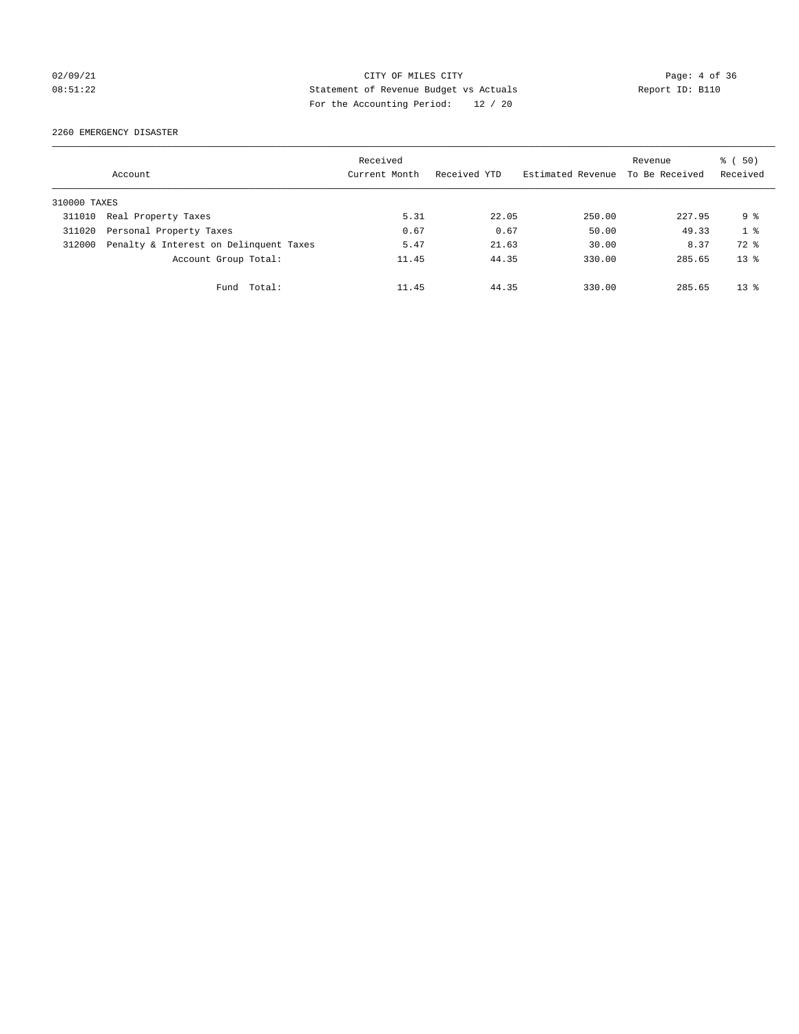CITY OF MILES CITY
Statement of Revenue Budget vs Actuals
For the Accounting Period: 12 / 20

02/09/21
08:51:22

Report ID: B110

2260 EMERGENCY DISASTER

| Account | | Received Current Month | Received YTD | Estimated Revenue | Revenue To Be Received | % ( 50) Received |
|---|---|---|---|---|---|---|
| 310000 TAXES | | | | | | |
| 311010 | Real Property Taxes | 5.31 | 22.05 | 250.00 | 227.95 | 9 % |
| 311020 | Personal Property Taxes | 0.67 | 0.67 | 50.00 | 49.33 | 1 % |
| 312000 | Penalty & Interest on Delinquent Taxes | 5.47 | 21.63 | 30.00 | 8.37 | 72 % |
| | Account Group Total: | 11.45 | 44.35 | 330.00 | 285.65 | 13 % |
| | Fund Total: | 11.45 | 44.35 | 330.00 | 285.65 | 13 % |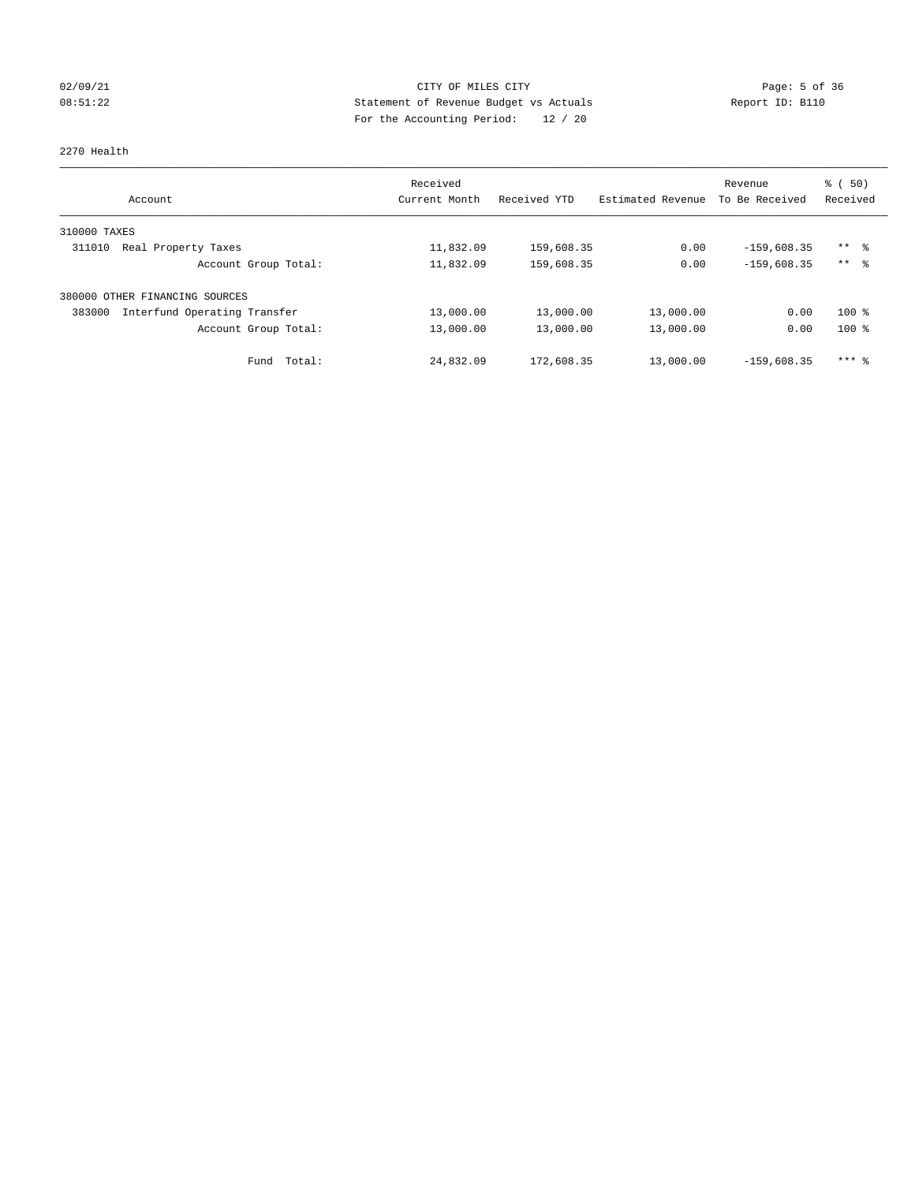CITY OF MILES CITY
Statement of Revenue Budget vs Actuals
For the Accounting Period: 12 / 20

02/09/21
08:51:22

Report ID: B110

2270 Health

| Account | Received Current Month | Received YTD | Estimated Revenue | Revenue To Be Received | % ( 50) Received |
|---|---|---|---|---|---|
| 310000 TAXES | | | | | |
| 311010 Real Property Taxes | 11,832.09 | 159,608.35 | 0.00 | -159,608.35 | ** % |
| Account Group Total: | 11,832.09 | 159,608.35 | 0.00 | -159,608.35 | ** % |
| 380000 OTHER FINANCING SOURCES | | | | | |
| 383000 Interfund Operating Transfer | 13,000.00 | 13,000.00 | 13,000.00 | 0.00 | 100 % |
| Account Group Total: | 13,000.00 | 13,000.00 | 13,000.00 | 0.00 | 100 % |
| Fund Total: | 24,832.09 | 172,608.35 | 13,000.00 | -159,608.35 | *** % |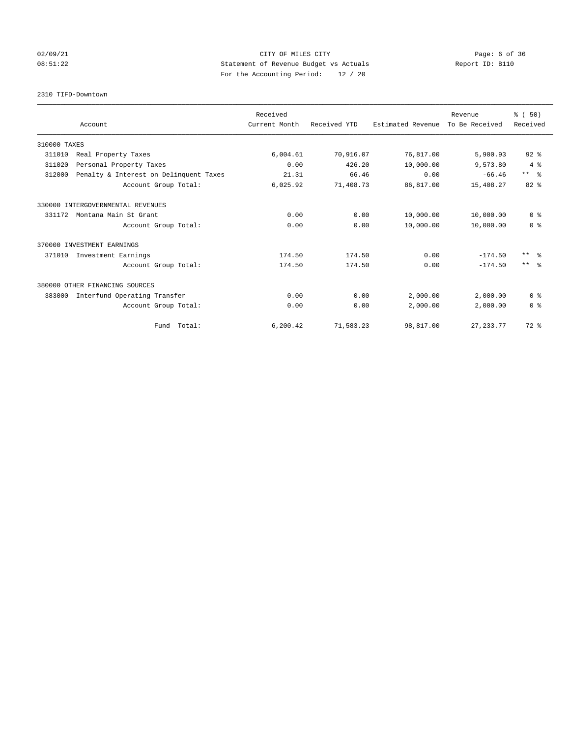CITY OF MILES CITY
Statement of Revenue Budget vs Actuals
For the Accounting Period: 12 / 20

02/09/21
08:51:22

Report ID: B110

2310 TIFD-Downtown

| Account | Received Current Month | Received YTD | Estimated Revenue | Revenue To Be Received | % ( 50) Received |
|---|---|---|---|---|---|
| 310000 TAXES | | | | | |
| 311010 Real Property Taxes | 6,004.61 | 70,916.07 | 76,817.00 | 5,900.93 | 92 % |
| 311020 Personal Property Taxes | 0.00 | 426.20 | 10,000.00 | 9,573.80 | 4 % |
| 312000 Penalty & Interest on Delinquent Taxes | 21.31 | 66.46 | 0.00 | -66.46 | ** % |
| Account Group Total: | 6,025.92 | 71,408.73 | 86,817.00 | 15,408.27 | 82 % |
| 330000 INTERGOVERNMENTAL REVENUES | | | | | |
| 331172 Montana Main St Grant | 0.00 | 0.00 | 10,000.00 | 10,000.00 | 0 % |
| Account Group Total: | 0.00 | 0.00 | 10,000.00 | 10,000.00 | 0 % |
| 370000 INVESTMENT EARNINGS | | | | | |
| 371010 Investment Earnings | 174.50 | 174.50 | 0.00 | -174.50 | ** % |
| Account Group Total: | 174.50 | 174.50 | 0.00 | -174.50 | ** % |
| 380000 OTHER FINANCING SOURCES | | | | | |
| 383000 Interfund Operating Transfer | 0.00 | 0.00 | 2,000.00 | 2,000.00 | 0 % |
| Account Group Total: | 0.00 | 0.00 | 2,000.00 | 2,000.00 | 0 % |
| Fund Total: | 6,200.42 | 71,583.23 | 98,817.00 | 27,233.77 | 72 % |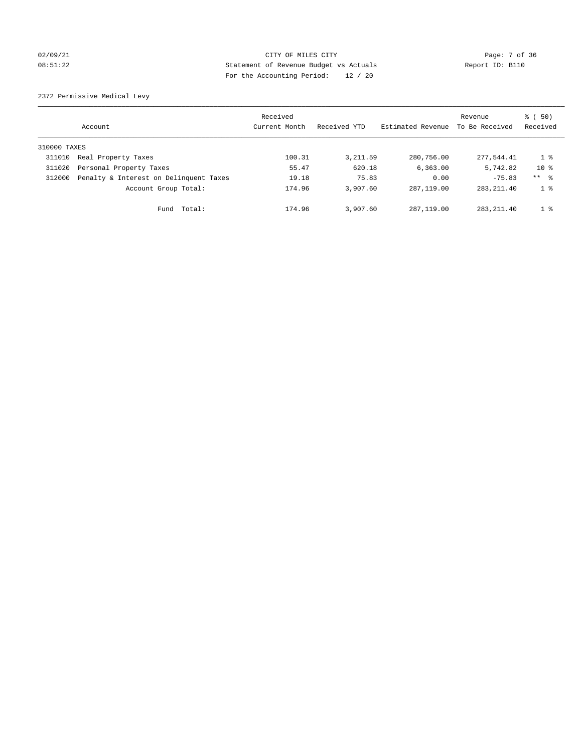02/09/21 CITY OF MILES CITY

08:51:22 Statement of Revenue Budget vs Actuals Report ID: B110

For the Accounting Period: 12 / 20

2372 Permissive Medical Levy

| Account | | Received Current Month | Received YTD | Estimated Revenue | Revenue To Be Received | % ( 50) Received |
|---|---|---|---|---|---|---|
| 310000 TAXES | | | | | | |
| 311010 | Real Property Taxes | 100.31 | 3,211.59 | 280,756.00 | 277,544.41 | 1 % |
| 311020 | Personal Property Taxes | 55.47 | 620.18 | 6,363.00 | 5,742.82 | 10 % |
| 312000 | Penalty & Interest on Delinquent Taxes | 19.18 | 75.83 | 0.00 | -75.83 | ** % |
| | Account Group Total: | 174.96 | 3,907.60 | 287,119.00 | 283,211.40 | 1 % |
| | Fund Total: | 174.96 | 3,907.60 | 287,119.00 | 283,211.40 | 1 % |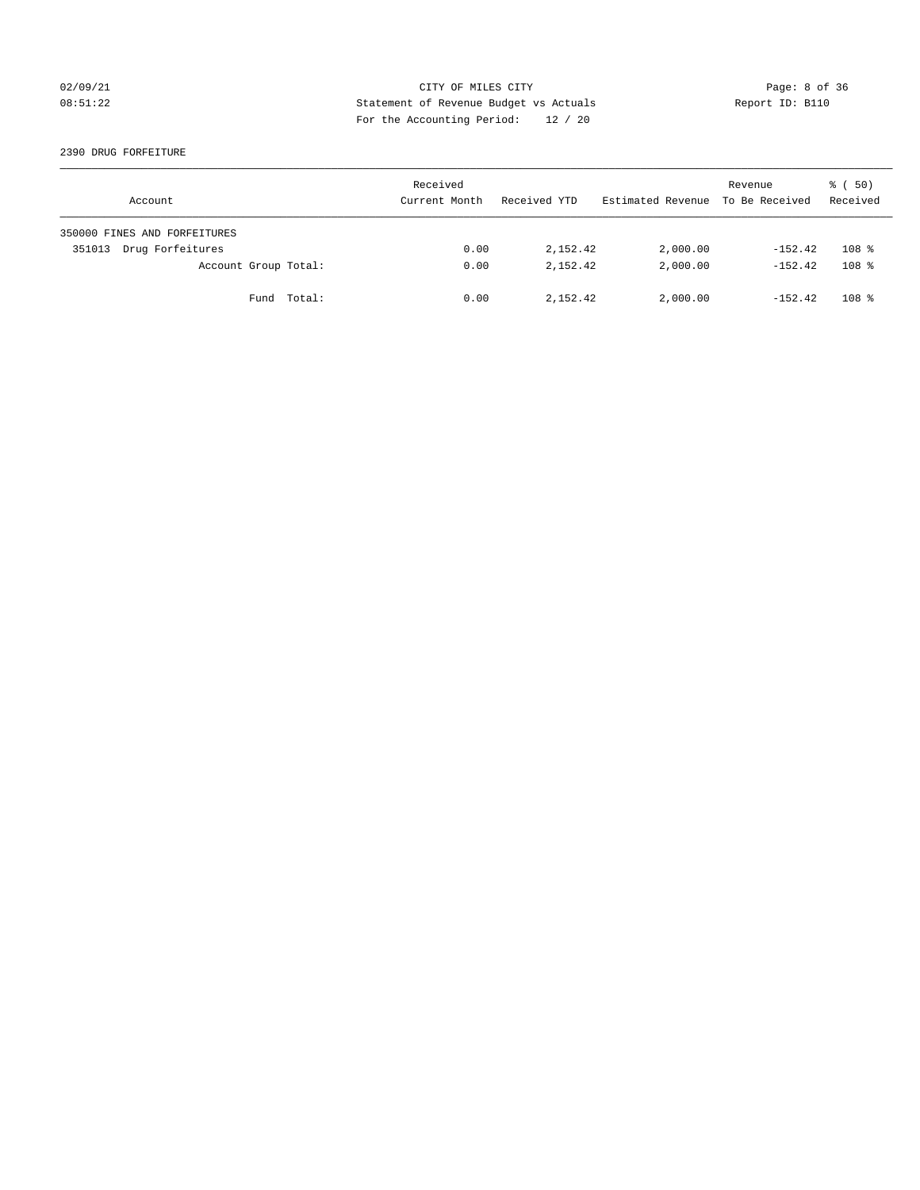CITY OF MILES CITY
Statement of Revenue Budget vs Actuals
For the Accounting Period: 12 / 20

02/09/21
08:51:22

Report ID: B110

## 2390 DRUG FORFEITURE

| Account | Received Current Month | Received YTD | Estimated Revenue | Revenue To Be Received | % ( 50) Received |
|---|---|---|---|---|---|
| 350000 FINES AND FORFEITURES | | | | | |
| 351013 Drug Forfeitures | 0.00 | 2,152.42 | 2,000.00 | -152.42 | 108 % |
| Account Group Total: | 0.00 | 2,152.42 | 2,000.00 | -152.42 | 108 % |
| Fund Total: | 0.00 | 2,152.42 | 2,000.00 | -152.42 | 108 % |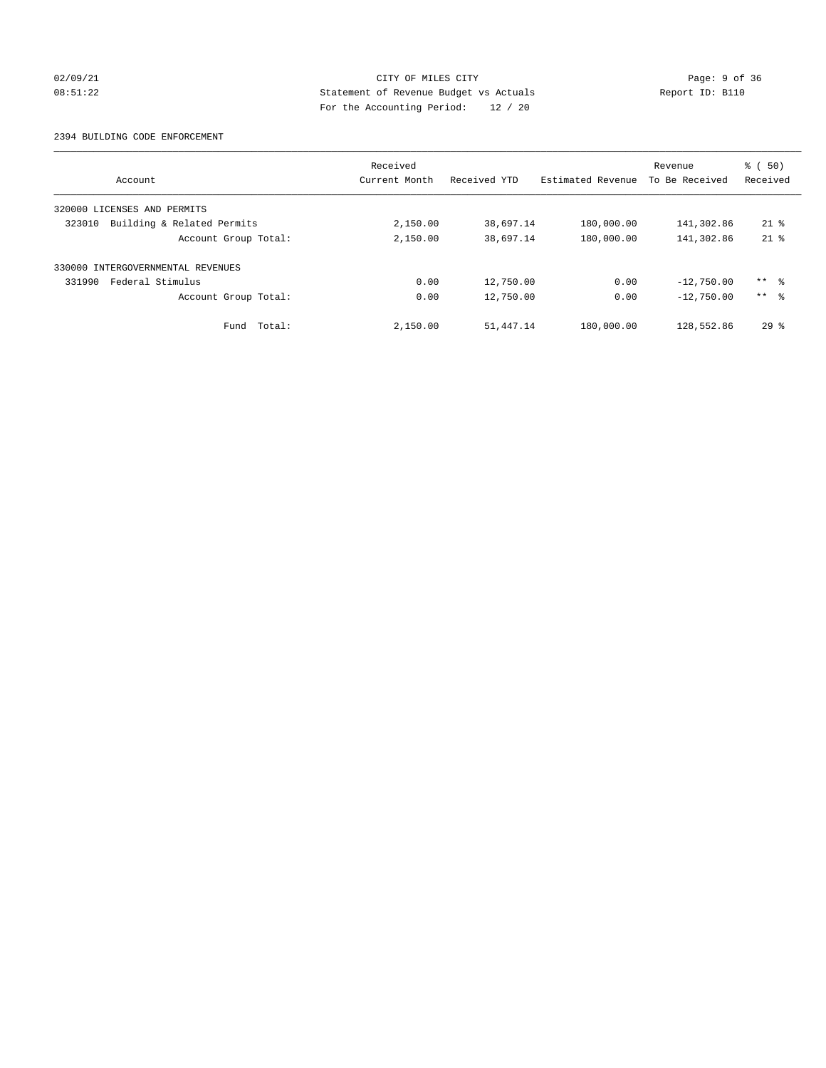CITY OF MILES CITY

Statement of Revenue Budget vs Actuals

For the Accounting Period: 12 / 20

02/09/21 08:51:22 Report ID: B110

2394 BUILDING CODE ENFORCEMENT

| Account | Received Current Month | Received YTD | Estimated Revenue | Revenue To Be Received | % ( 50) Received |
|---|---|---|---|---|---|
| 320000 LICENSES AND PERMITS | | | | | |
| 323010 Building & Related Permits | 2,150.00 | 38,697.14 | 180,000.00 | 141,302.86 | 21 % |
| Account Group Total: | 2,150.00 | 38,697.14 | 180,000.00 | 141,302.86 | 21 % |
| 330000 INTERGOVERNMENTAL REVENUES | | | | | |
| 331990 Federal Stimulus | 0.00 | 12,750.00 | 0.00 | -12,750.00 | ** % |
| Account Group Total: | 0.00 | 12,750.00 | 0.00 | -12,750.00 | ** % |
| Fund Total: | 2,150.00 | 51,447.14 | 180,000.00 | 128,552.86 | 29 % |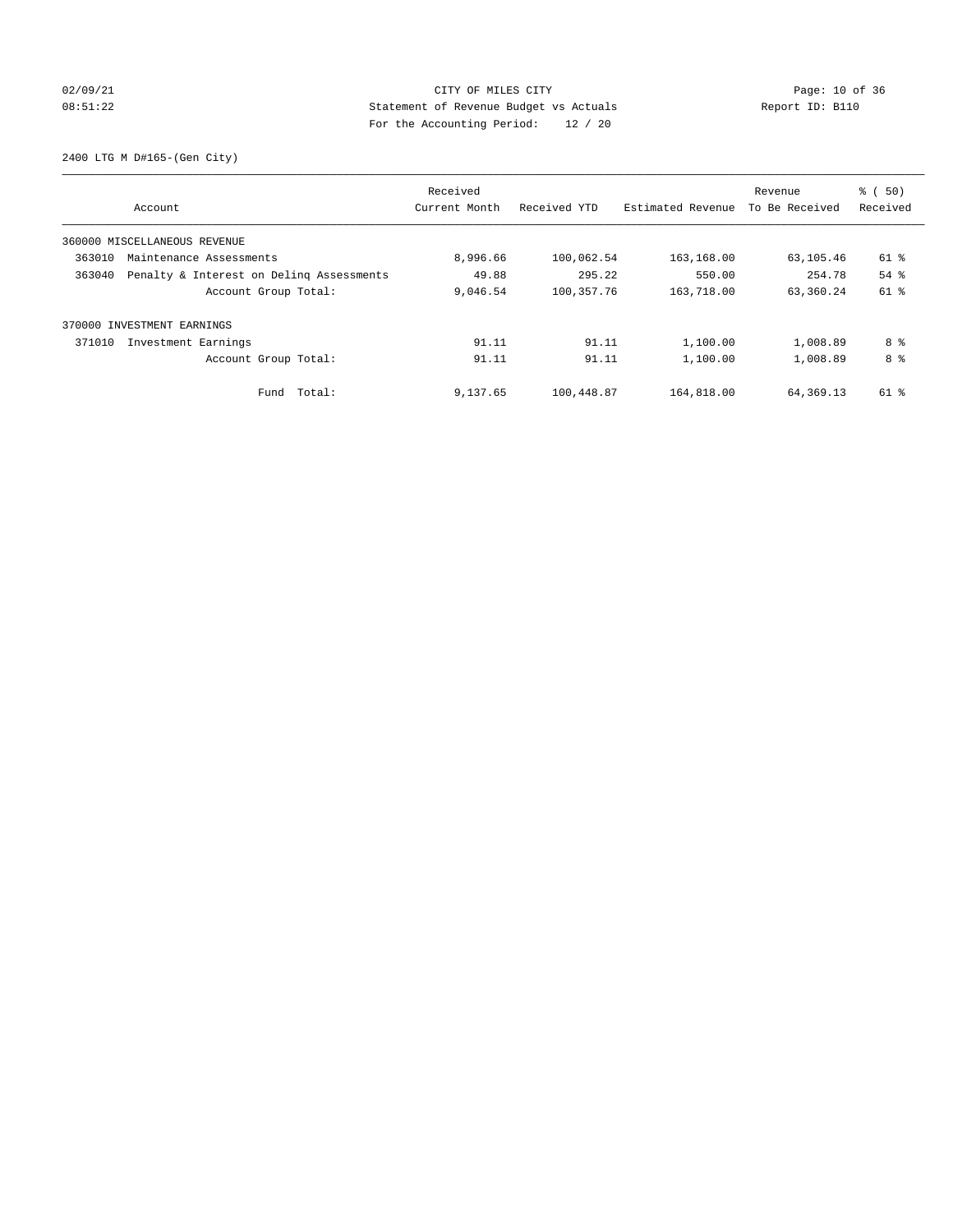CITY OF MILES CITY
Statement of Revenue Budget vs Actuals
For the Accounting Period: 12 / 20

02/09/21
08:51:22

Report ID: B110

2400 LTG M D#165-(Gen City)

| Account | | Received Current Month | Received YTD | Estimated Revenue | Revenue To Be Received | % ( 50) Received |
|---|---|---|---|---|---|---|
| 360000 MISCELLANEOUS REVENUE | | | | | | |
| 363010 | Maintenance Assessments | 8,996.66 | 100,062.54 | 163,168.00 | 63,105.46 | 61 % |
| 363040 | Penalty & Interest on Delinq Assessments | 49.88 | 295.22 | 550.00 | 254.78 | 54 % |
| | Account Group Total: | 9,046.54 | 100,357.76 | 163,718.00 | 63,360.24 | 61 % |
| 370000 INVESTMENT EARNINGS | | | | | | |
| 371010 | Investment Earnings | 91.11 | 91.11 | 1,100.00 | 1,008.89 | 8 % |
| | Account Group Total: | 91.11 | 91.11 | 1,100.00 | 1,008.89 | 8 % |
| | Fund Total: | 9,137.65 | 100,448.87 | 164,818.00 | 64,369.13 | 61 % |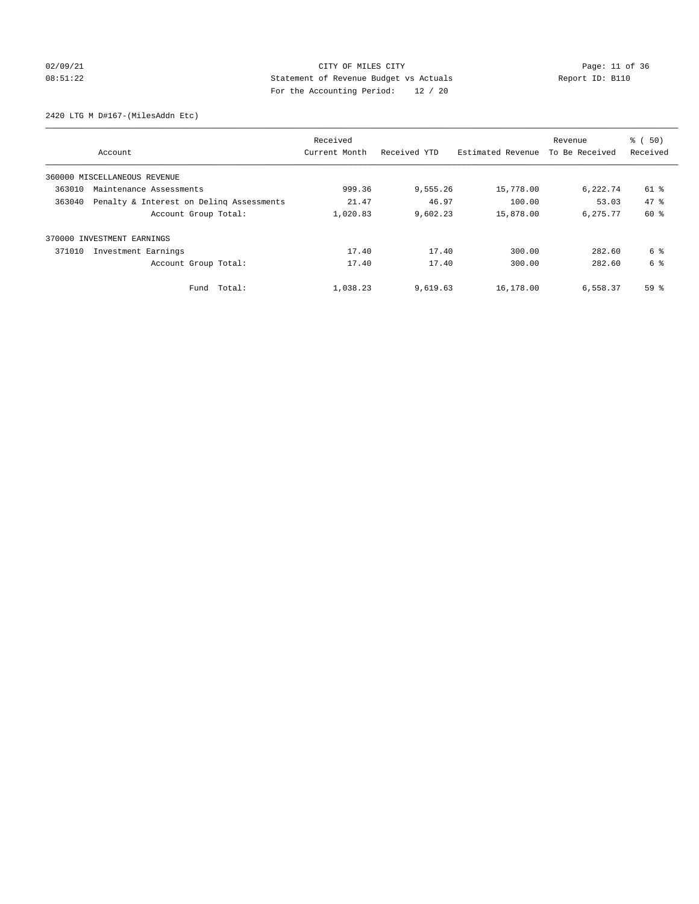CITY OF MILES CITY
Statement of Revenue Budget vs Actuals
For the Accounting Period: 12 / 20

02/09/21
08:51:22

Report ID: B110

2420 LTG M D#167-(MilesAddn Etc)

| Account | Received Current Month | Received YTD | Estimated Revenue | Revenue To Be Received | % ( 50) Received |
|---|---|---|---|---|---|
| 360000 MISCELLANEOUS REVENUE | | | | | |
| 363010 Maintenance Assessments | 999.36 | 9,555.26 | 15,778.00 | 6,222.74 | 61 % |
| 363040 Penalty & Interest on Delinq Assessments | 21.47 | 46.97 | 100.00 | 53.03 | 47 % |
| Account Group Total: | 1,020.83 | 9,602.23 | 15,878.00 | 6,275.77 | 60 % |
| 370000 INVESTMENT EARNINGS | | | | | |
| 371010 Investment Earnings | 17.40 | 17.40 | 300.00 | 282.60 | 6 % |
| Account Group Total: | 17.40 | 17.40 | 300.00 | 282.60 | 6 % |
| Fund Total: | 1,038.23 | 9,619.63 | 16,178.00 | 6,558.37 | 59 % |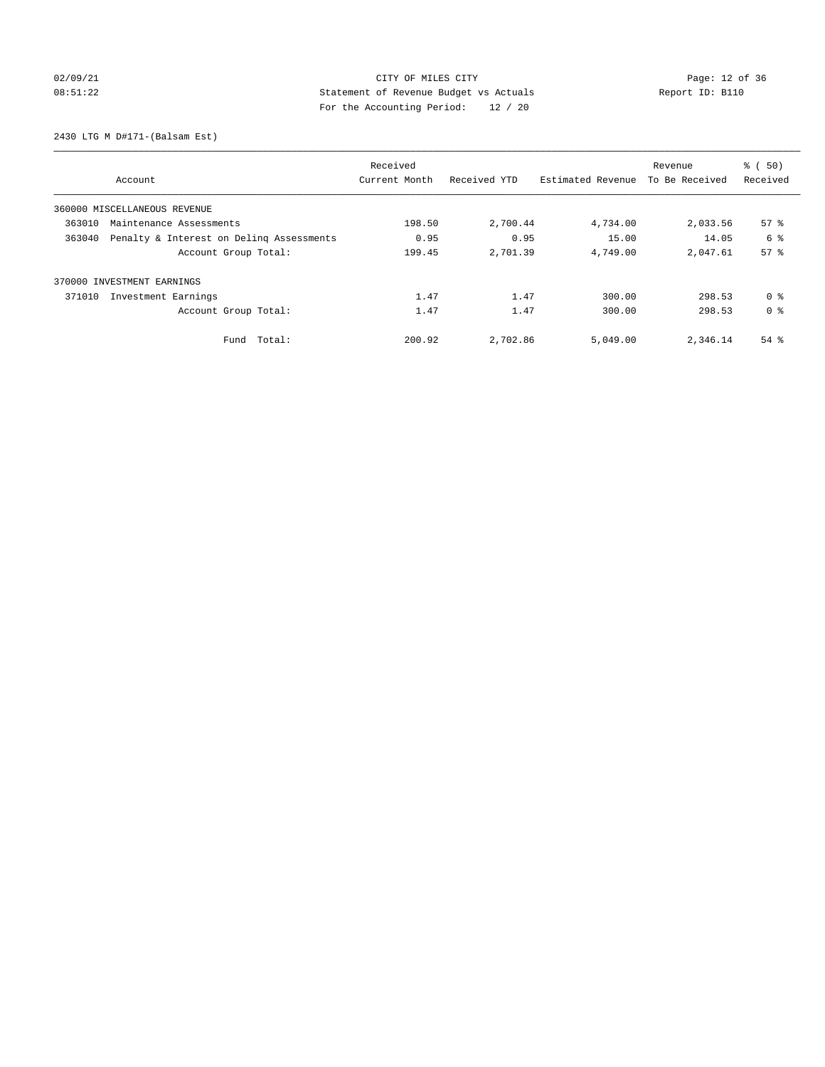CITY OF MILES CITY
Statement of Revenue Budget vs Actuals
For the Accounting Period: 12 / 20

02/09/21
08:51:22

Report ID: B110

2430 LTG M D#171-(Balsam Est)

| Account | Received Current Month | Received YTD | Estimated Revenue | Revenue To Be Received | % ( 50) Received |
|---|---|---|---|---|---|
| 360000 MISCELLANEOUS REVENUE | | | | | |
| 363010 Maintenance Assessments | 198.50 | 2,700.44 | 4,734.00 | 2,033.56 | 57 % |
| 363040 Penalty & Interest on Delinq Assessments | 0.95 | 0.95 | 15.00 | 14.05 | 6 % |
| Account Group Total: | 199.45 | 2,701.39 | 4,749.00 | 2,047.61 | 57 % |
| 370000 INVESTMENT EARNINGS | | | | | |
| 371010 Investment Earnings | 1.47 | 1.47 | 300.00 | 298.53 | 0 % |
| Account Group Total: | 1.47 | 1.47 | 300.00 | 298.53 | 0 % |
| Fund Total: | 200.92 | 2,702.86 | 5,049.00 | 2,346.14 | 54 % |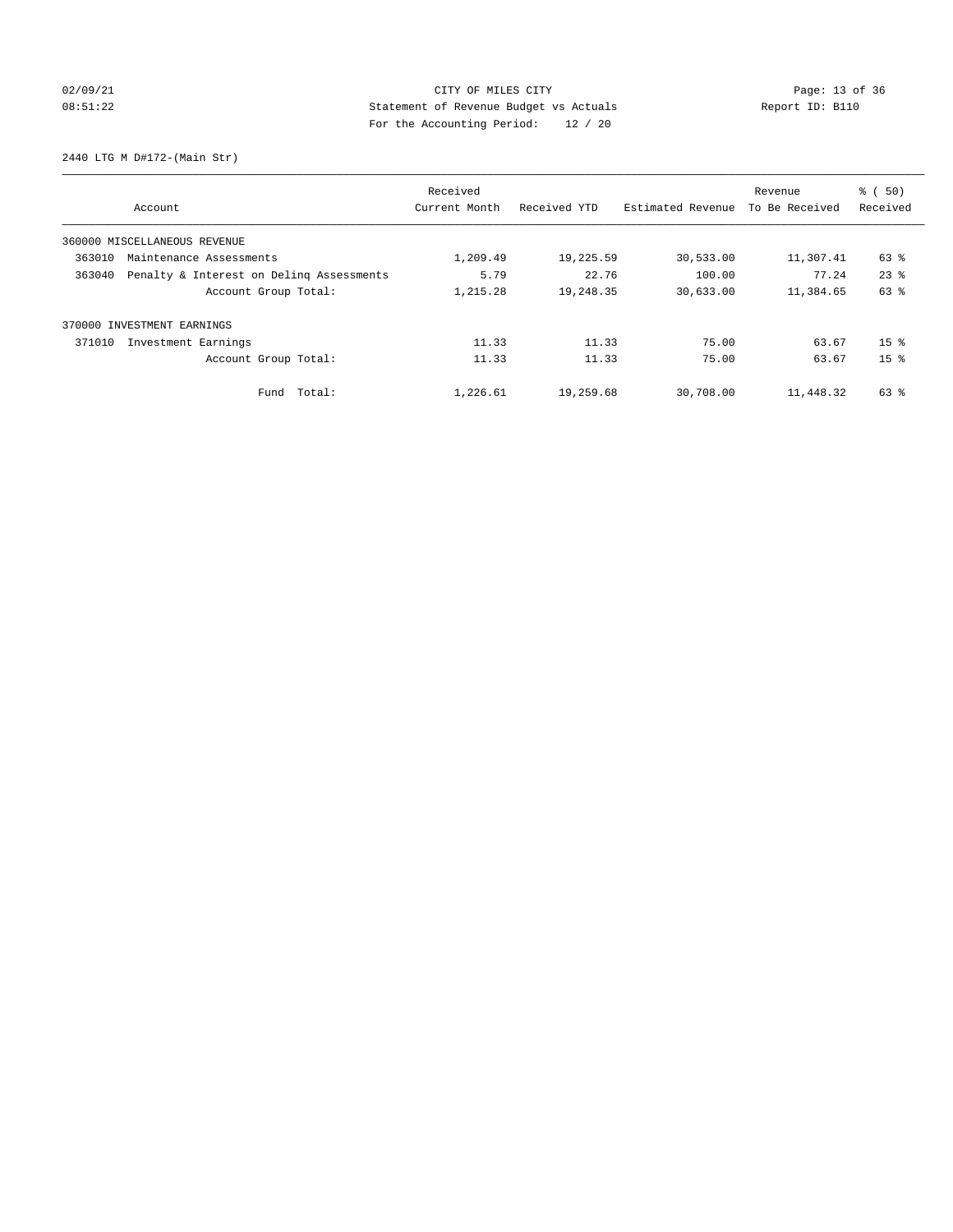CITY OF MILES CITY
Statement of Revenue Budget vs Actuals
For the Accounting Period: 12 / 20

2440 LTG M D#172-(Main Str)

| Account | Received Current Month | Received YTD | Estimated Revenue | Revenue To Be Received | % ( 50) Received |
|---|---|---|---|---|---|
| 360000 MISCELLANEOUS REVENUE | | | | | |
| 363010 Maintenance Assessments | 1,209.49 | 19,225.59 | 30,533.00 | 11,307.41 | 63 % |
| 363040 Penalty & Interest on Delinq Assessments | 5.79 | 22.76 | 100.00 | 77.24 | 23 % |
| Account Group Total: | 1,215.28 | 19,248.35 | 30,633.00 | 11,384.65 | 63 % |
| 370000 INVESTMENT EARNINGS | | | | | |
| 371010 Investment Earnings | 11.33 | 11.33 | 75.00 | 63.67 | 15 % |
| Account Group Total: | 11.33 | 11.33 | 75.00 | 63.67 | 15 % |
| Fund Total: | 1,226.61 | 19,259.68 | 30,708.00 | 11,448.32 | 63 % |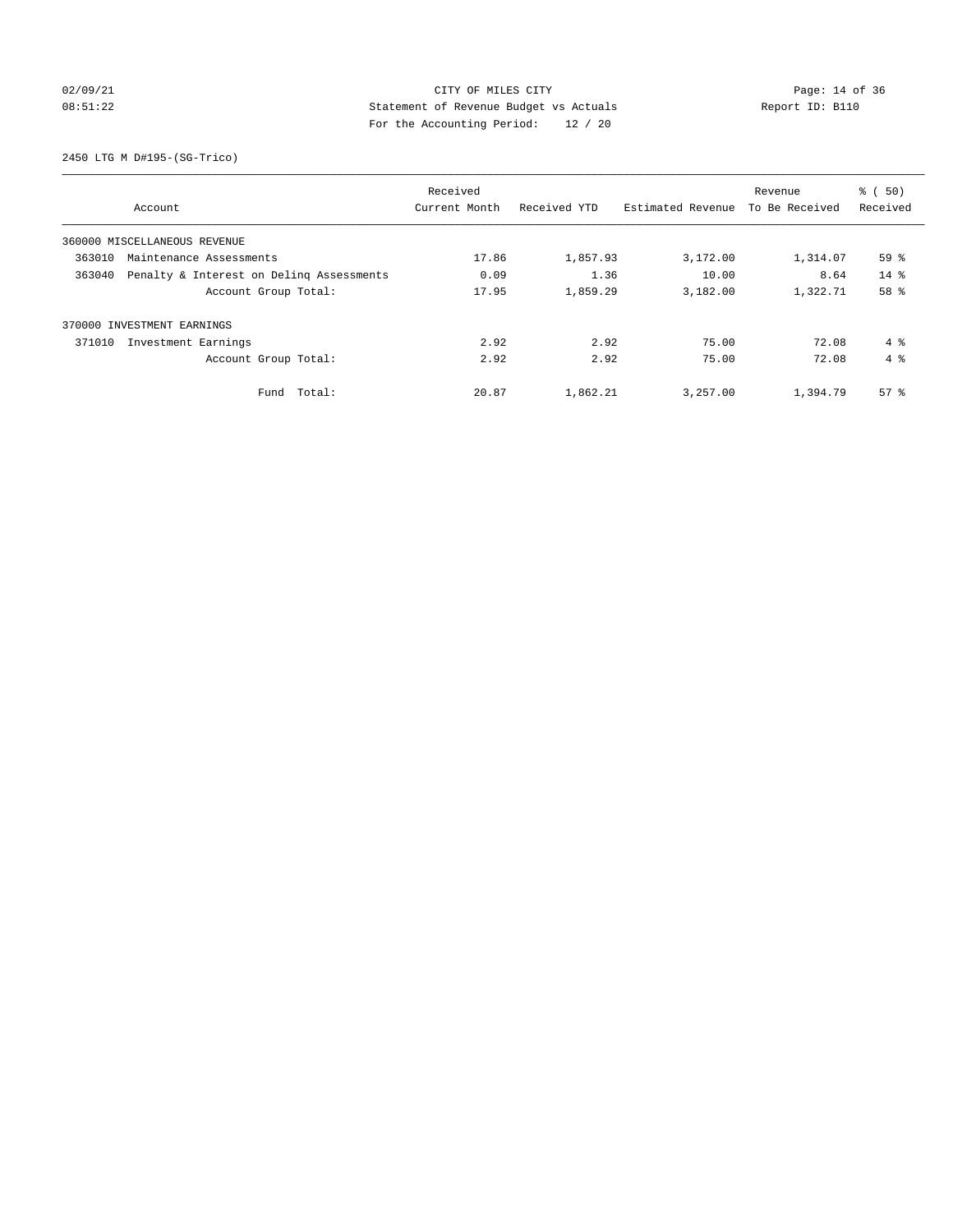CITY OF MILES CITY
Statement of Revenue Budget vs Actuals
For the Accounting Period: 12 / 20

02/09/21 08:51:22 Report ID: B110

2450 LTG M D#195-(SG-Trico)

| Account | Received Current Month | Received YTD | Estimated Revenue | Revenue To Be Received | % ( 50) Received |
|---|---|---|---|---|---|
| 360000 MISCELLANEOUS REVENUE | | | | | |
| 363010 Maintenance Assessments | 17.86 | 1,857.93 | 3,172.00 | 1,314.07 | 59 % |
| 363040 Penalty & Interest on Delinq Assessments | 0.09 | 1.36 | 10.00 | 8.64 | 14 % |
| Account Group Total: | 17.95 | 1,859.29 | 3,182.00 | 1,322.71 | 58 % |
| 370000 INVESTMENT EARNINGS | | | | | |
| 371010 Investment Earnings | 2.92 | 2.92 | 75.00 | 72.08 | 4 % |
| Account Group Total: | 2.92 | 2.92 | 75.00 | 72.08 | 4 % |
| Fund Total: | 20.87 | 1,862.21 | 3,257.00 | 1,394.79 | 57 % |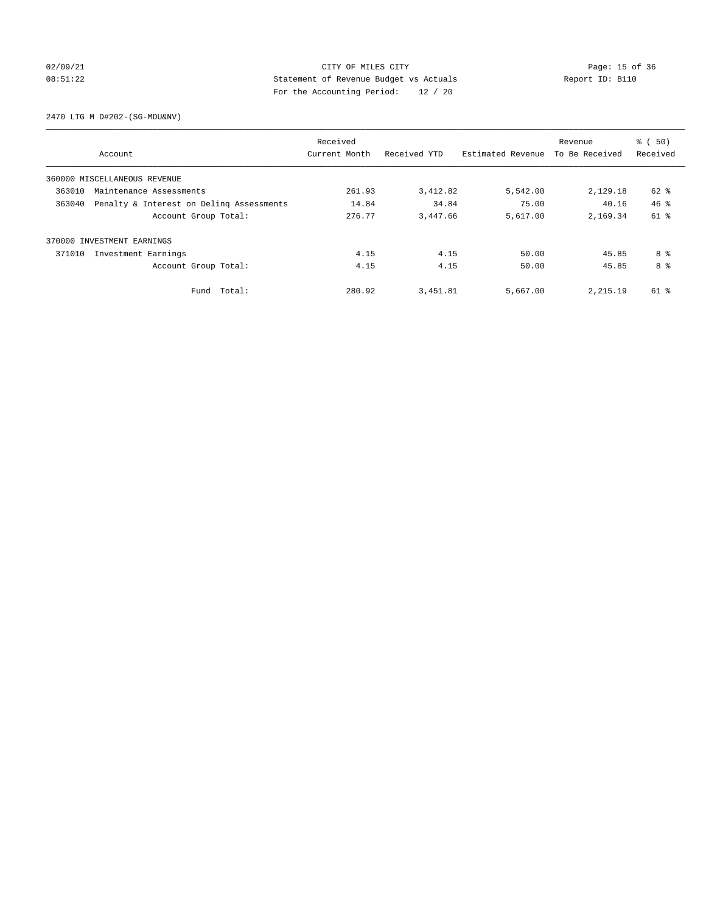CITY OF MILES CITY
Statement of Revenue Budget vs Actuals
For the Accounting Period: 12 / 20

02/09/21
08:51:22

Report ID: B110

2470 LTG M D#202-(SG-MDU&NV)

| Account | Received Current Month | Received YTD | Estimated Revenue | Revenue To Be Received | % ( 50) Received |
|---|---|---|---|---|---|
| 360000 MISCELLANEOUS REVENUE | | | | | |
| 363010 Maintenance Assessments | 261.93 | 3,412.82 | 5,542.00 | 2,129.18 | 62 % |
| 363040 Penalty & Interest on Delinq Assessments | 14.84 | 34.84 | 75.00 | 40.16 | 46 % |
| Account Group Total: | 276.77 | 3,447.66 | 5,617.00 | 2,169.34 | 61 % |
| 370000 INVESTMENT EARNINGS | | | | | |
| 371010 Investment Earnings | 4.15 | 4.15 | 50.00 | 45.85 | 8 % |
| Account Group Total: | 4.15 | 4.15 | 50.00 | 45.85 | 8 % |
| Fund Total: | 280.92 | 3,451.81 | 5,667.00 | 2,215.19 | 61 % |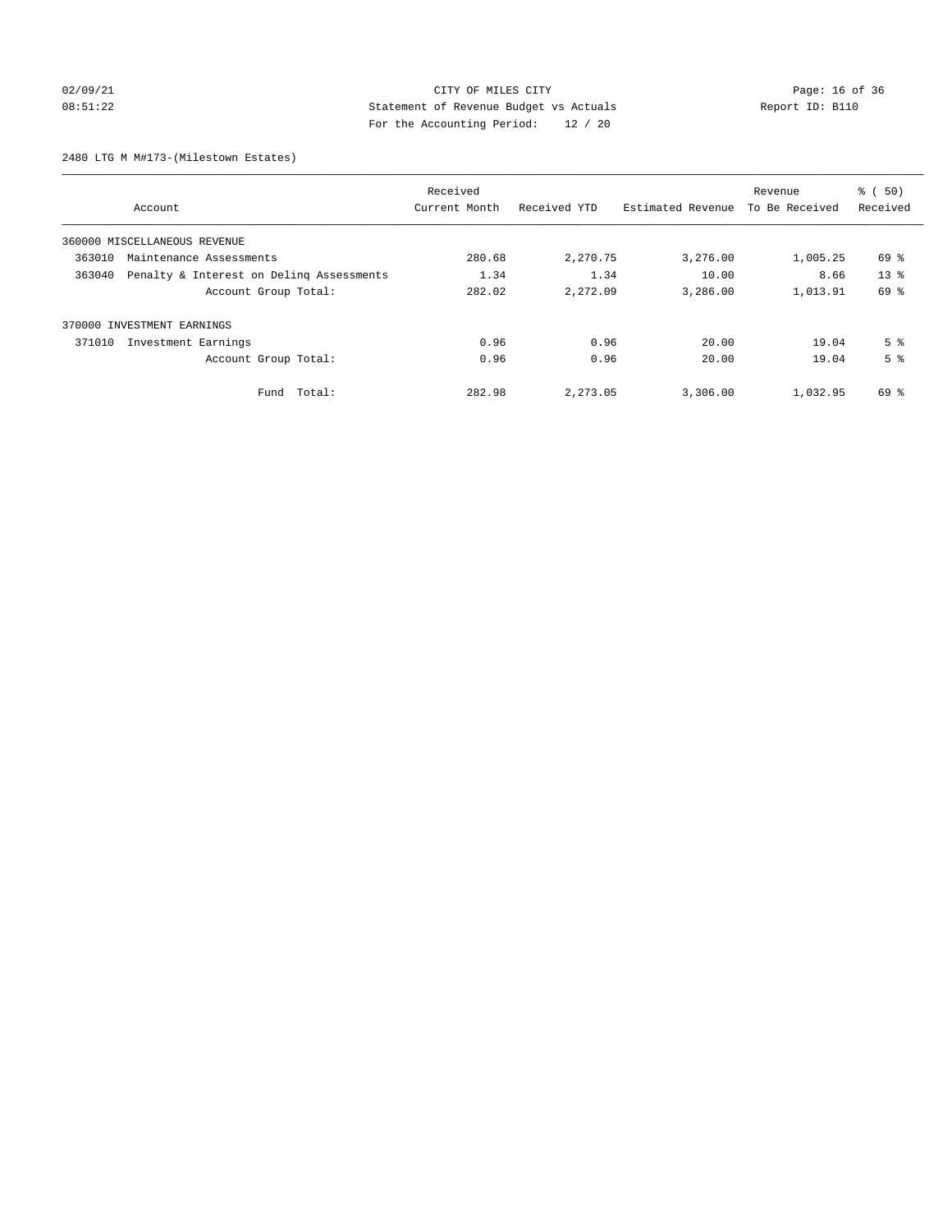CITY OF MILES CITY
Statement of Revenue Budget vs Actuals
For the Accounting Period: 12 / 20

02/09/21
08:51:22

Report ID: B110

## 2480 LTG M M#173-(Milestown Estates)

| Account | Received Current Month | Received YTD | Estimated Revenue | Revenue To Be Received | % ( 50) Received |
|---|---|---|---|---|---|
| 360000 MISCELLANEOUS REVENUE | | | | | |
| 363010 Maintenance Assessments | 280.68 | 2,270.75 | 3,276.00 | 1,005.25 | 69 % |
| 363040 Penalty & Interest on Delinq Assessments | 1.34 | 1.34 | 10.00 | 8.66 | 13 % |
| Account Group Total: | 282.02 | 2,272.09 | 3,286.00 | 1,013.91 | 69 % |
| 370000 INVESTMENT EARNINGS | | | | | |
| 371010 Investment Earnings | 0.96 | 0.96 | 20.00 | 19.04 | 5 % |
| Account Group Total: | 0.96 | 0.96 | 20.00 | 19.04 | 5 % |
| Fund Total: | 282.98 | 2,273.05 | 3,306.00 | 1,032.95 | 69 % |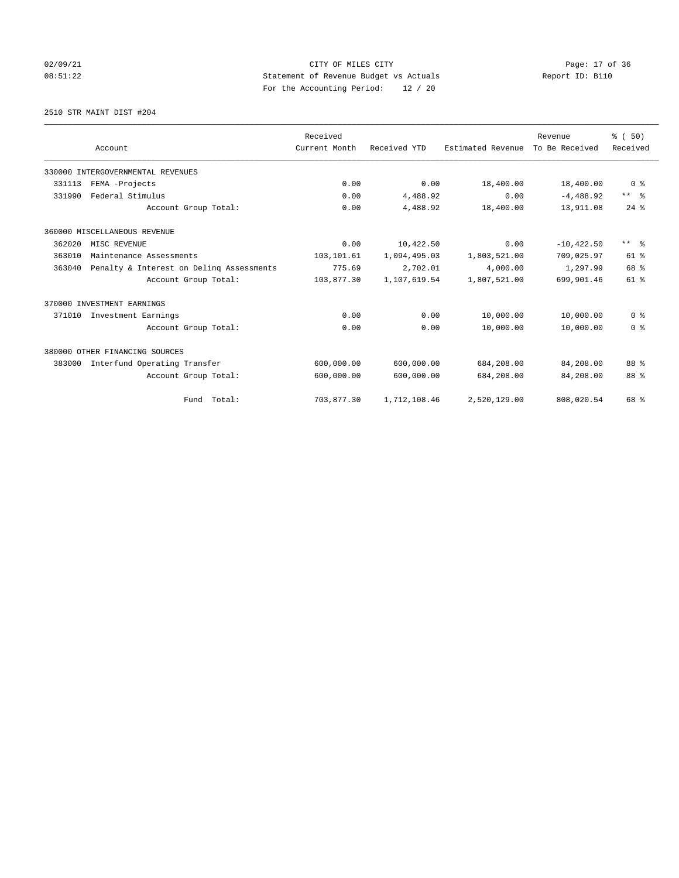CITY OF MILES CITY
Statement of Revenue Budget vs Actuals
For the Accounting Period: 12 / 20

02/09/21
08:51:22

Report ID: B110

2510 STR MAINT DIST #204

| Account | Received Current Month | Received YTD | Estimated Revenue | Revenue To Be Received | % ( 50) Received |
|---|---|---|---|---|---|
| 330000 INTERGOVERNMENTAL REVENUES | | | | | |
| 331113 FEMA -Projects | 0.00 | 0.00 | 18,400.00 | 18,400.00 | 0 % |
| 331990 Federal Stimulus | 0.00 | 4,488.92 | 0.00 | -4,488.92 | ** % |
| Account Group Total: | 0.00 | 4,488.92 | 18,400.00 | 13,911.08 | 24 % |
| 360000 MISCELLANEOUS REVENUE | | | | | |
| 362020 MISC REVENUE | 0.00 | 10,422.50 | 0.00 | -10,422.50 | ** % |
| 363010 Maintenance Assessments | 103,101.61 | 1,094,495.03 | 1,803,521.00 | 709,025.97 | 61 % |
| 363040 Penalty & Interest on Delinq Assessments | 775.69 | 2,702.01 | 4,000.00 | 1,297.99 | 68 % |
| Account Group Total: | 103,877.30 | 1,107,619.54 | 1,807,521.00 | 699,901.46 | 61 % |
| 370000 INVESTMENT EARNINGS | | | | | |
| 371010 Investment Earnings | 0.00 | 0.00 | 10,000.00 | 10,000.00 | 0 % |
| Account Group Total: | 0.00 | 0.00 | 10,000.00 | 10,000.00 | 0 % |
| 380000 OTHER FINANCING SOURCES | | | | | |
| 383000 Interfund Operating Transfer | 600,000.00 | 600,000.00 | 684,208.00 | 84,208.00 | 88 % |
| Account Group Total: | 600,000.00 | 600,000.00 | 684,208.00 | 84,208.00 | 88 % |
| Fund Total: | 703,877.30 | 1,712,108.46 | 2,520,129.00 | 808,020.54 | 68 % |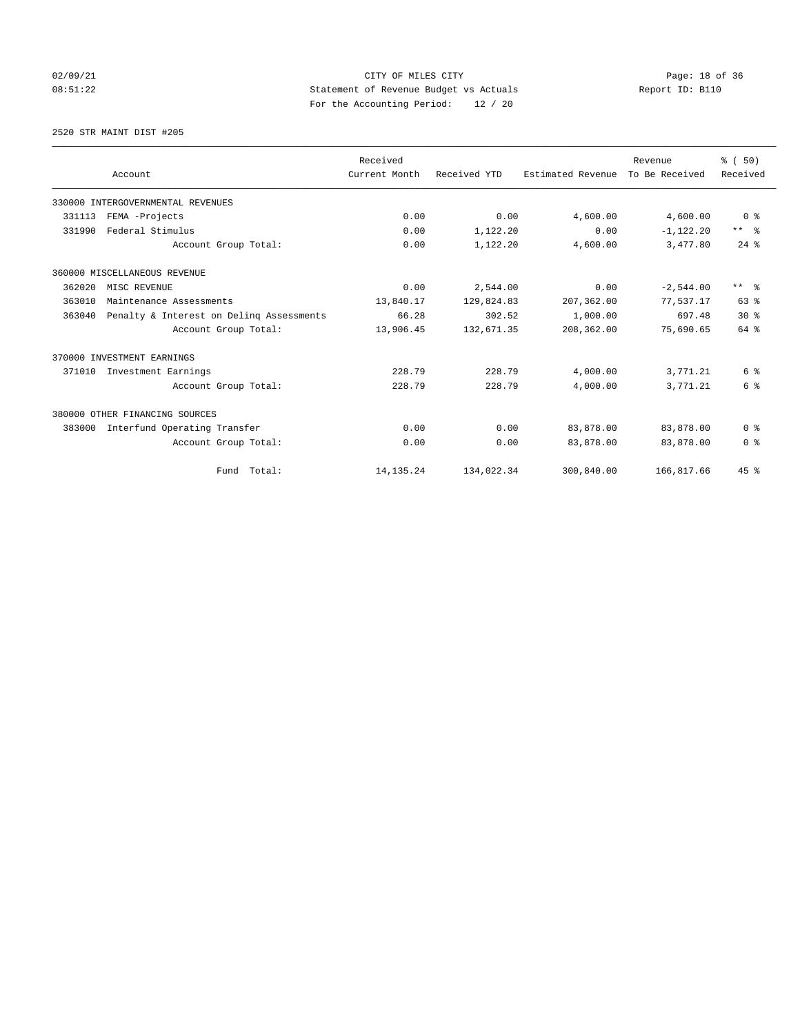# CITY OF MILES CITY

Statement of Revenue Budget vs Actuals

For the Accounting Period: 12 / 20

02/09/21 08:51:22 — Report ID: B110

## 2520 STR MAINT DIST #205

| Account | Received Current Month | Received YTD | Estimated Revenue | Revenue To Be Received | % ( 50) Received |
|---|---|---|---|---|---|
| 330000 INTERGOVERNMENTAL REVENUES | | | | | |
| 331113 FEMA -Projects | 0.00 | 0.00 | 4,600.00 | 4,600.00 | 0 % |
| 331990 Federal Stimulus | 0.00 | 1,122.20 | 0.00 | -1,122.20 | ** % |
| Account Group Total: | 0.00 | 1,122.20 | 4,600.00 | 3,477.80 | 24 % |
| 360000 MISCELLANEOUS REVENUE | | | | | |
| 362020 MISC REVENUE | 0.00 | 2,544.00 | 0.00 | -2,544.00 | ** % |
| 363010 Maintenance Assessments | 13,840.17 | 129,824.83 | 207,362.00 | 77,537.17 | 63 % |
| 363040 Penalty & Interest on Delinq Assessments | 66.28 | 302.52 | 1,000.00 | 697.48 | 30 % |
| Account Group Total: | 13,906.45 | 132,671.35 | 208,362.00 | 75,690.65 | 64 % |
| 370000 INVESTMENT EARNINGS | | | | | |
| 371010 Investment Earnings | 228.79 | 228.79 | 4,000.00 | 3,771.21 | 6 % |
| Account Group Total: | 228.79 | 228.79 | 4,000.00 | 3,771.21 | 6 % |
| 380000 OTHER FINANCING SOURCES | | | | | |
| 383000 Interfund Operating Transfer | 0.00 | 0.00 | 83,878.00 | 83,878.00 | 0 % |
| Account Group Total: | 0.00 | 0.00 | 83,878.00 | 83,878.00 | 0 % |
| Fund Total: | 14,135.24 | 134,022.34 | 300,840.00 | 166,817.66 | 45 % |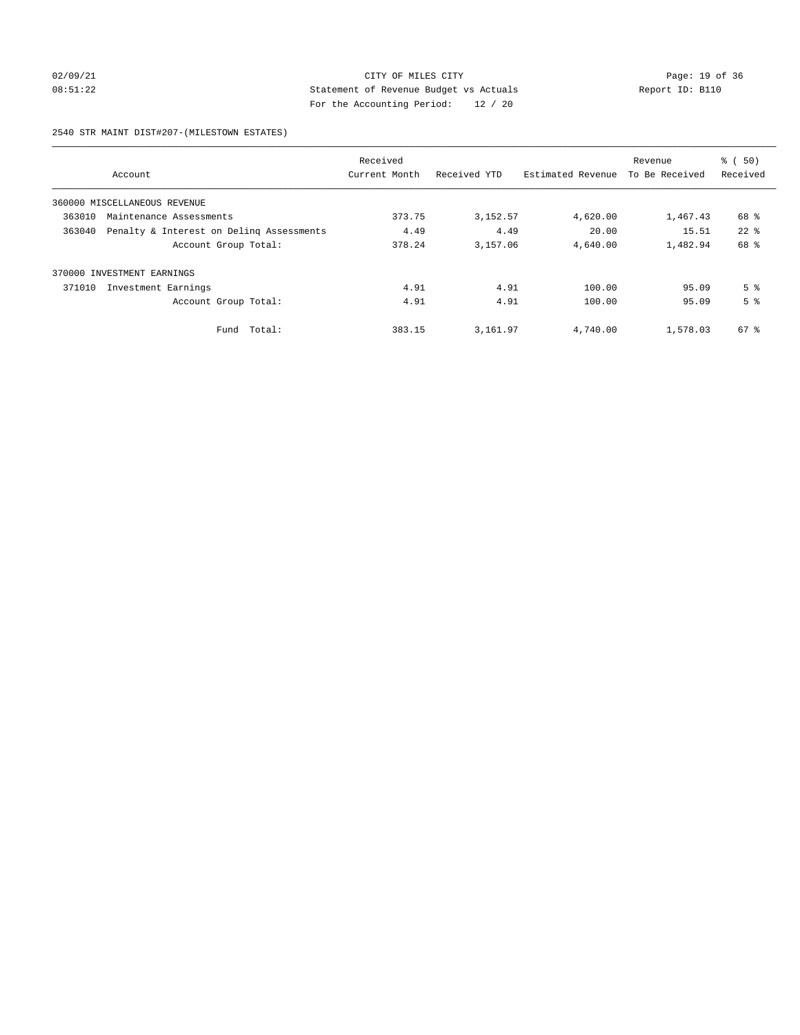CITY OF MILES CITY
Statement of Revenue Budget vs Actuals
For the Accounting Period: 12 / 20

02/09/21
08:51:22

Report ID: B110

2540 STR MAINT DIST#207-(MILESTOWN ESTATES)

| Account | Received Current Month | Received YTD | Estimated Revenue | Revenue To Be Received | % ( 50) Received |
|---|---|---|---|---|---|
| 360000 MISCELLANEOUS REVENUE | | | | | |
| 363010 Maintenance Assessments | 373.75 | 3,152.57 | 4,620.00 | 1,467.43 | 68 % |
| 363040 Penalty & Interest on Delinq Assessments | 4.49 | 4.49 | 20.00 | 15.51 | 22 % |
| Account Group Total: | 378.24 | 3,157.06 | 4,640.00 | 1,482.94 | 68 % |
| 370000 INVESTMENT EARNINGS | | | | | |
| 371010 Investment Earnings | 4.91 | 4.91 | 100.00 | 95.09 | 5 % |
| Account Group Total: | 4.91 | 4.91 | 100.00 | 95.09 | 5 % |
| Fund Total: | 383.15 | 3,161.97 | 4,740.00 | 1,578.03 | 67 % |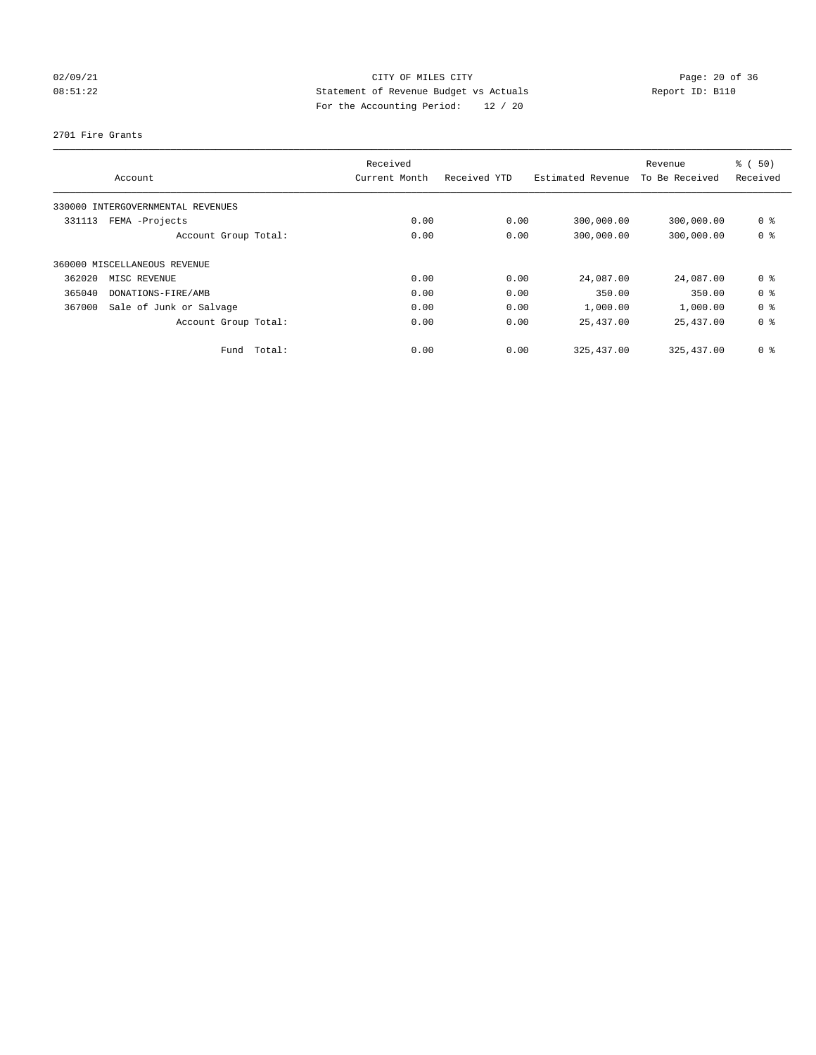CITY OF MILES CITY
Statement of Revenue Budget vs Actuals
For the Accounting Period: 12 / 20

02/09/21
08:51:22

Report ID: B110

2701 Fire Grants

| Account | Received Current Month | Received YTD | Estimated Revenue | Revenue To Be Received | % ( 50) Received |
|---|---|---|---|---|---|
| 330000 INTERGOVERNMENTAL REVENUES | | | | | |
| 331113 FEMA -Projects | 0.00 | 0.00 | 300,000.00 | 300,000.00 | 0 % |
| Account Group Total: | 0.00 | 0.00 | 300,000.00 | 300,000.00 | 0 % |
| 360000 MISCELLANEOUS REVENUE | | | | | |
| 362020 MISC REVENUE | 0.00 | 0.00 | 24,087.00 | 24,087.00 | 0 % |
| 365040 DONATIONS-FIRE/AMB | 0.00 | 0.00 | 350.00 | 350.00 | 0 % |
| 367000 Sale of Junk or Salvage | 0.00 | 0.00 | 1,000.00 | 1,000.00 | 0 % |
| Account Group Total: | 0.00 | 0.00 | 25,437.00 | 25,437.00 | 0 % |
| Fund Total: | 0.00 | 0.00 | 325,437.00 | 325,437.00 | 0 % |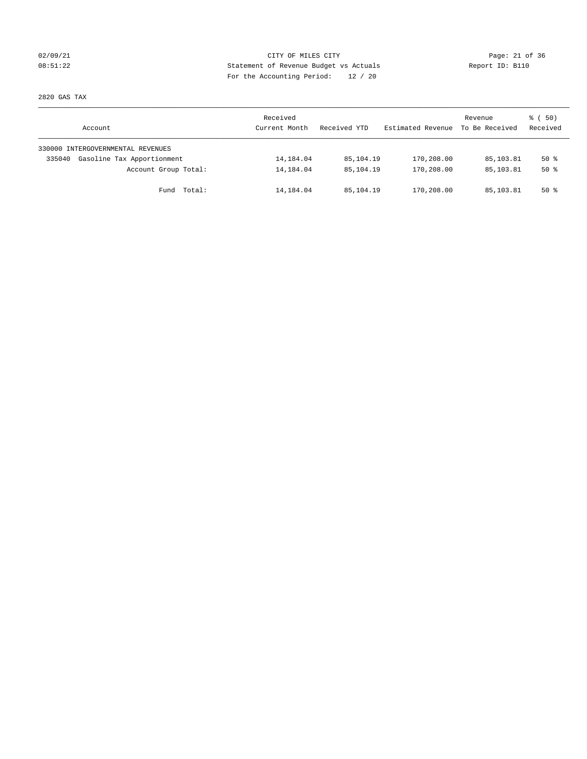CITY OF MILES CITY

Statement of Revenue Budget vs Actuals

For the Accounting Period: 12 / 20

02/09/21
08:51:22

Report ID: B110

2820 GAS TAX

| Account | Received Current Month | Received YTD | Estimated Revenue | Revenue To Be Received | % ( 50) Received |
|---|---|---|---|---|---|
| 330000 INTERGOVERNMENTAL REVENUES | | | | | |
| 335040 Gasoline Tax Apportionment | 14,184.04 | 85,104.19 | 170,208.00 | 85,103.81 | 50 % |
| Account Group Total: | 14,184.04 | 85,104.19 | 170,208.00 | 85,103.81 | 50 % |
| Fund Total: | 14,184.04 | 85,104.19 | 170,208.00 | 85,103.81 | 50 % |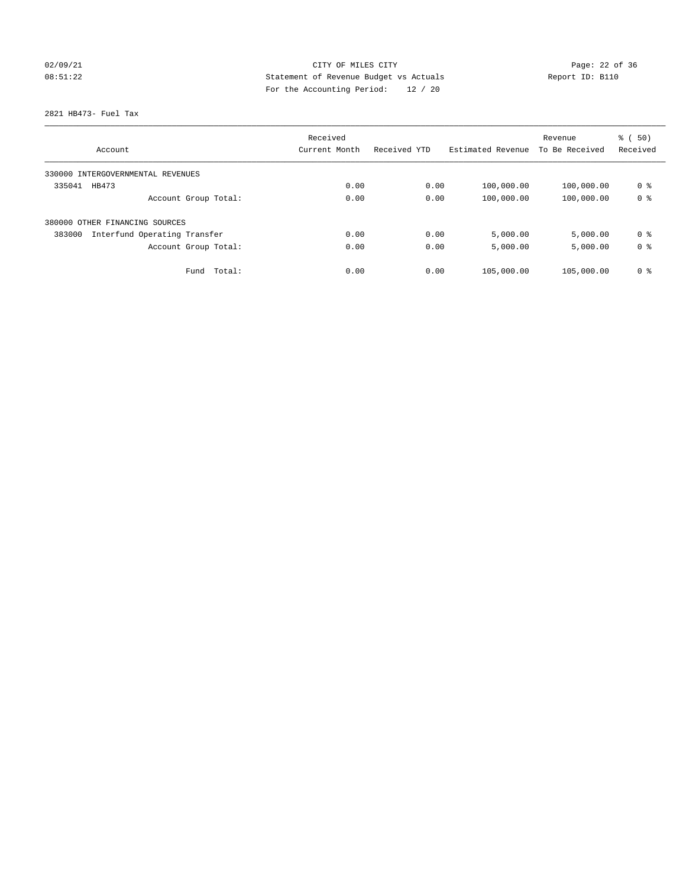CITY OF MILES CITY
Statement of Revenue Budget vs Actuals
For the Accounting Period: 12 / 20

02/09/21
08:51:22

Report ID: B110

2821 HB473- Fuel Tax

| Account | Received Current Month | Received YTD | Estimated Revenue | Revenue To Be Received | % ( 50) Received |
|---|---|---|---|---|---|
| 330000 INTERGOVERNMENTAL REVENUES | | | | | |
| 335041 HB473 | 0.00 | 0.00 | 100,000.00 | 100,000.00 | 0 % |
| Account Group Total: | 0.00 | 0.00 | 100,000.00 | 100,000.00 | 0 % |
| 380000 OTHER FINANCING SOURCES | | | | | |
| 383000 Interfund Operating Transfer | 0.00 | 0.00 | 5,000.00 | 5,000.00 | 0 % |
| Account Group Total: | 0.00 | 0.00 | 5,000.00 | 5,000.00 | 0 % |
| Fund Total: | 0.00 | 0.00 | 105,000.00 | 105,000.00 | 0 % |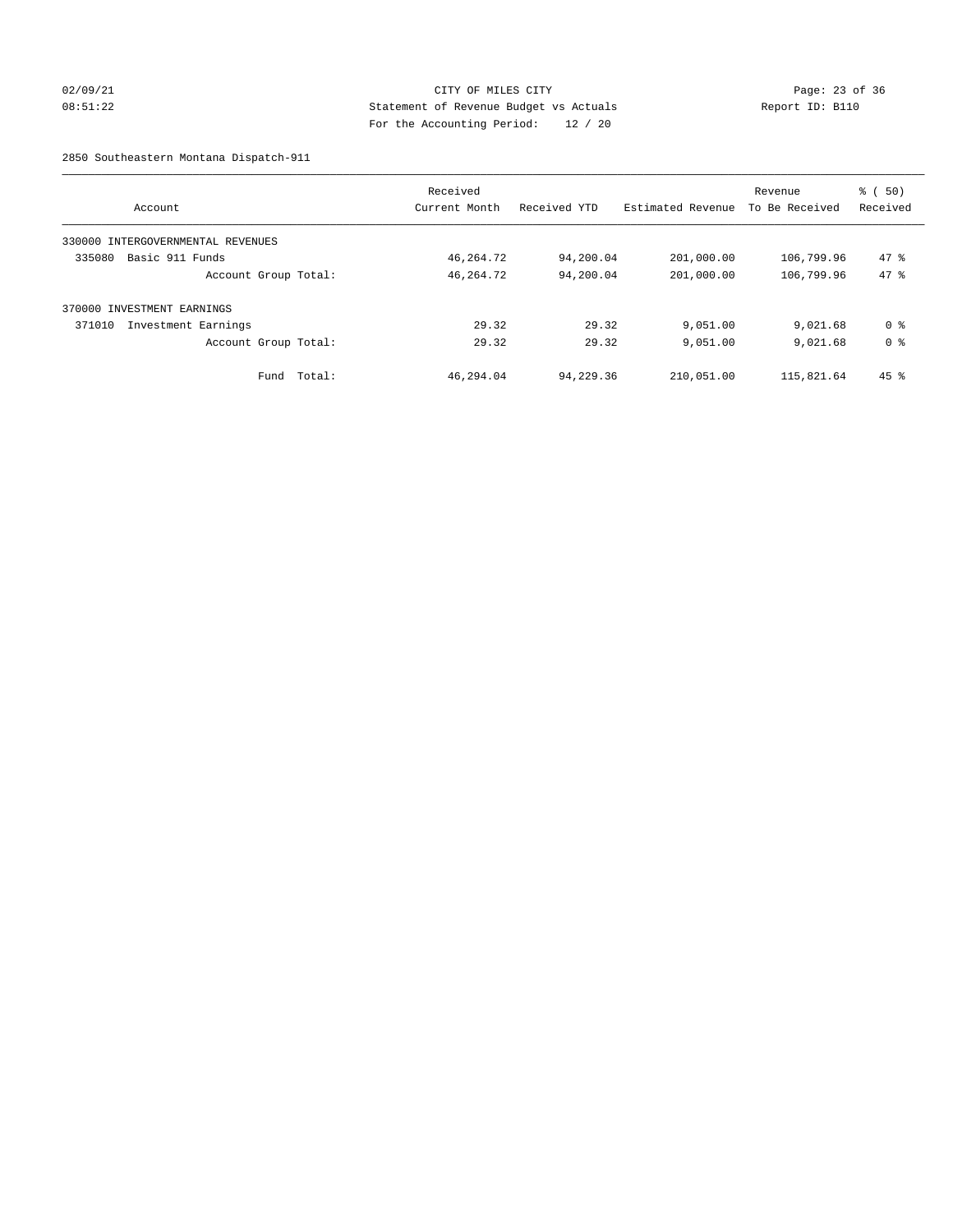CITY OF MILES CITY
Statement of Revenue Budget vs Actuals
For the Accounting Period: 12 / 20

02/09/21
08:51:22

Report ID: B110

2850 Southeastern Montana Dispatch-911

| Account | Received Current Month | Received YTD | Estimated Revenue | Revenue To Be Received | % ( 50) Received |
|---|---|---|---|---|---|
| 330000 INTERGOVERNMENTAL REVENUES | | | | | |
| 335080 Basic 911 Funds | 46,264.72 | 94,200.04 | 201,000.00 | 106,799.96 | 47 % |
| Account Group Total: | 46,264.72 | 94,200.04 | 201,000.00 | 106,799.96 | 47 % |
| 370000 INVESTMENT EARNINGS | | | | | |
| 371010 Investment Earnings | 29.32 | 29.32 | 9,051.00 | 9,021.68 | 0 % |
| Account Group Total: | 29.32 | 29.32 | 9,051.00 | 9,021.68 | 0 % |
| Fund Total: | 46,294.04 | 94,229.36 | 210,051.00 | 115,821.64 | 45 % |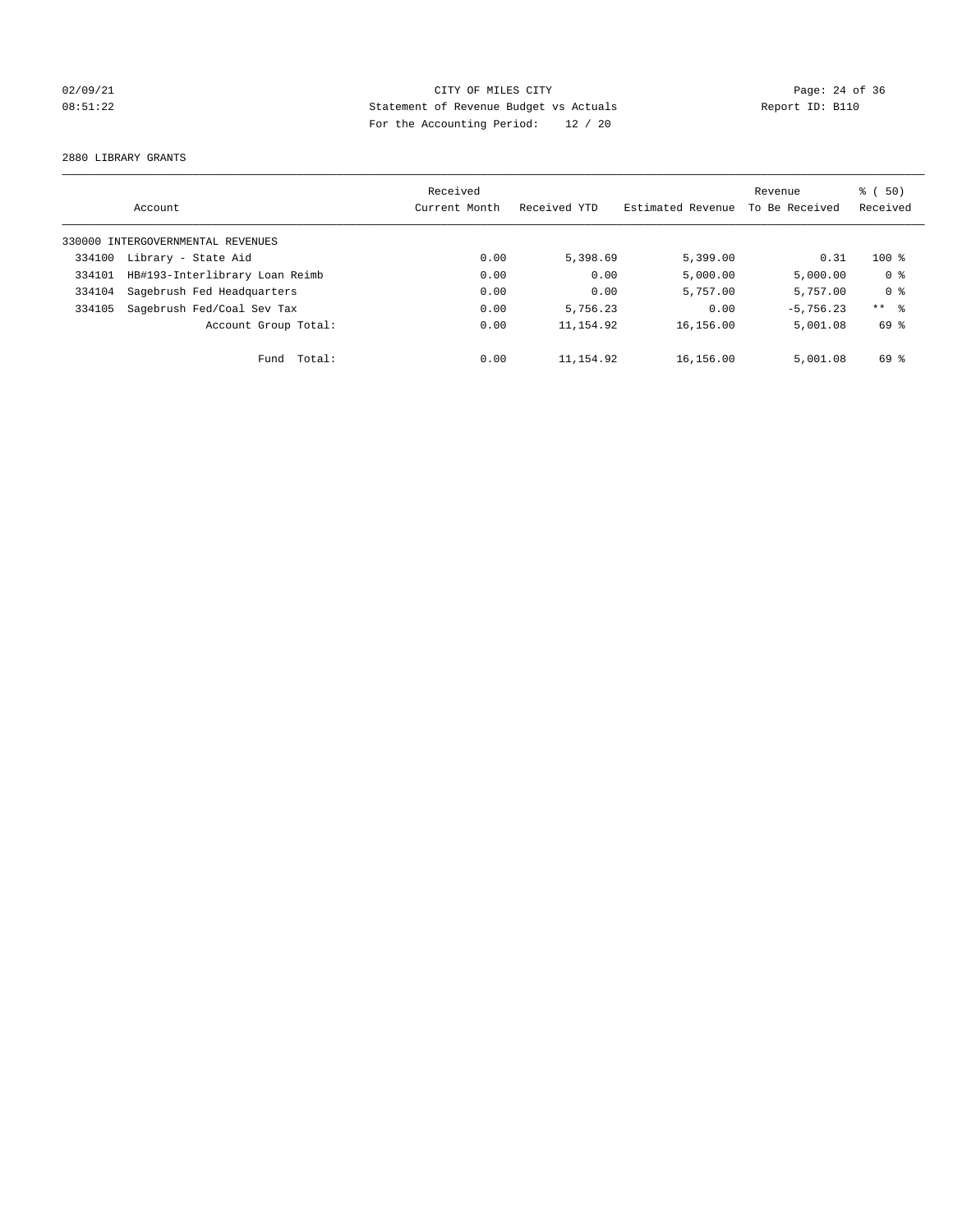CITY OF MILES CITY
Statement of Revenue Budget vs Actuals
For the Accounting Period: 12 / 20

02/09/21
08:51:22

Report ID: B110

2880 LIBRARY GRANTS

| Account | | Received Current Month | Received YTD | Estimated Revenue | Revenue To Be Received | % ( 50) Received |
|---|---|---|---|---|---|---|
| 330000 INTERGOVERNMENTAL REVENUES | | | | | | |
| 334100 | Library - State Aid | 0.00 | 5,398.69 | 5,399.00 | 0.31 | 100 % |
| 334101 | HB#193-Interlibrary Loan Reimb | 0.00 | 0.00 | 5,000.00 | 5,000.00 | 0 % |
| 334104 | Sagebrush Fed Headquarters | 0.00 | 0.00 | 5,757.00 | 5,757.00 | 0 % |
| 334105 | Sagebrush Fed/Coal Sev Tax | 0.00 | 5,756.23 | 0.00 | -5,756.23 | ** % |
| | Account Group Total: | 0.00 | 11,154.92 | 16,156.00 | 5,001.08 | 69 % |
| | Fund Total: | 0.00 | 11,154.92 | 16,156.00 | 5,001.08 | 69 % |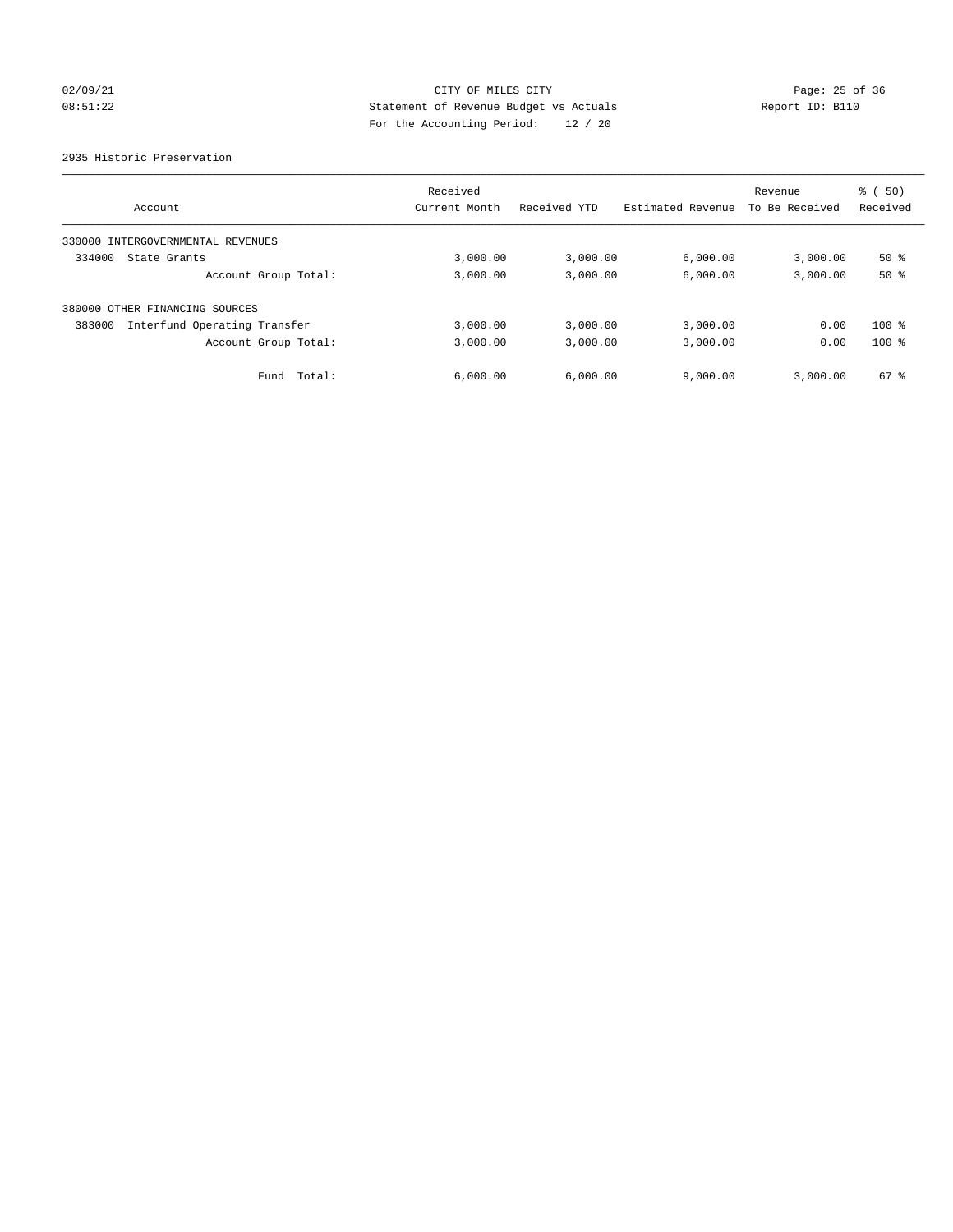CITY OF MILES CITY

Statement of Revenue Budget vs Actuals

For the Accounting Period: 12 / 20

02/09/21
08:51:22

Report ID: B110

2935 Historic Preservation

| Account | Received Current Month | Received YTD | Estimated Revenue | Revenue To Be Received | % ( 50) Received |
|---|---|---|---|---|---|
| 330000 INTERGOVERNMENTAL REVENUES | | | | | |
| 334000 State Grants | 3,000.00 | 3,000.00 | 6,000.00 | 3,000.00 | 50 % |
| Account Group Total: | 3,000.00 | 3,000.00 | 6,000.00 | 3,000.00 | 50 % |
| 380000 OTHER FINANCING SOURCES | | | | | |
| 383000 Interfund Operating Transfer | 3,000.00 | 3,000.00 | 3,000.00 | 0.00 | 100 % |
| Account Group Total: | 3,000.00 | 3,000.00 | 3,000.00 | 0.00 | 100 % |
| Fund Total: | 6,000.00 | 6,000.00 | 9,000.00 | 3,000.00 | 67 % |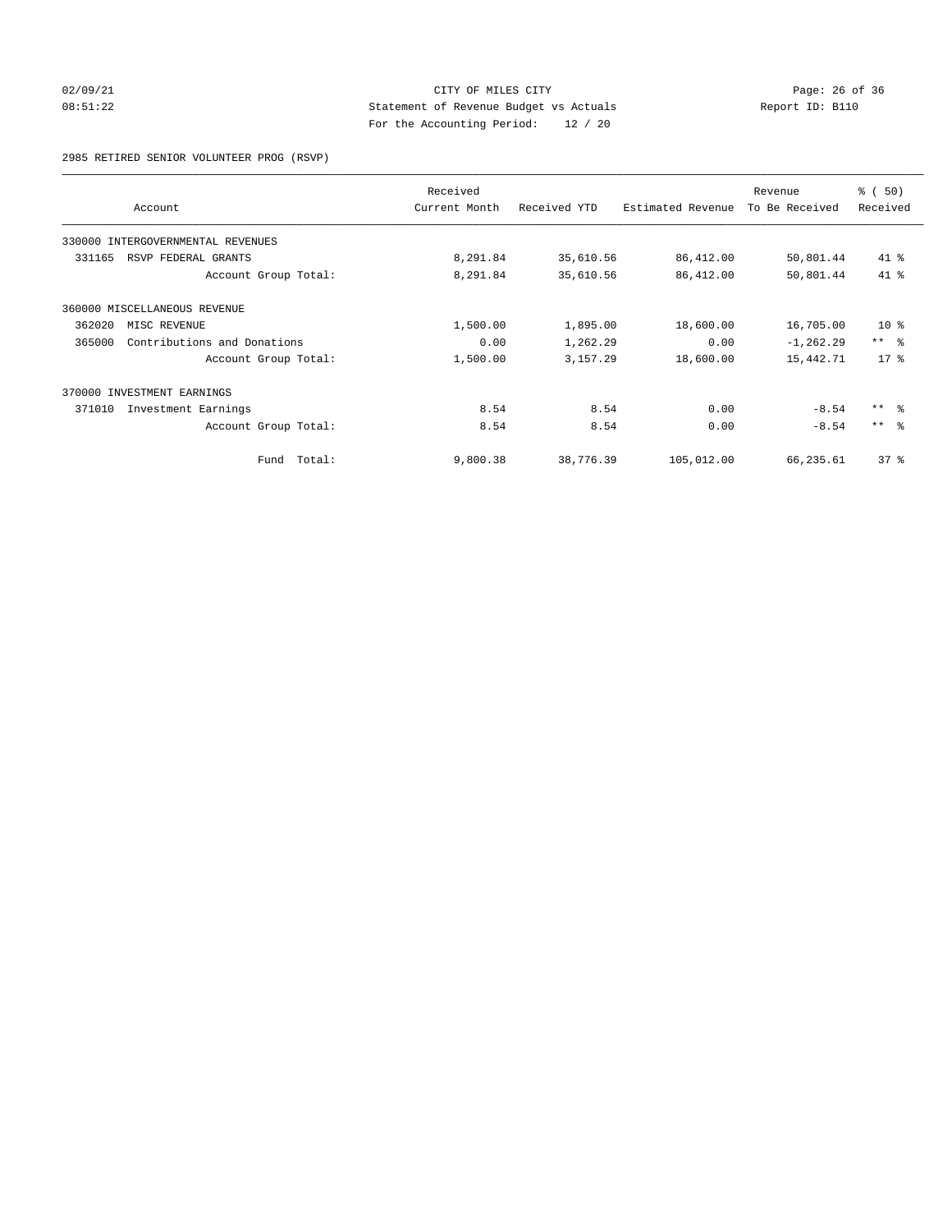CITY OF MILES CITY

Statement of Revenue Budget vs Actuals

For the Accounting Period: 12 / 20

02/09/21 08:51:22 Report ID: B110

2985 RETIRED SENIOR VOLUNTEER PROG (RSVP)

| Account | Received Current Month | Received YTD | Estimated Revenue | Revenue To Be Received | % ( 50) Received |
|---|---|---|---|---|---|
| 330000 INTERGOVERNMENTAL REVENUES | | | | | |
| 331165 RSVP FEDERAL GRANTS | 8,291.84 | 35,610.56 | 86,412.00 | 50,801.44 | 41 % |
| Account Group Total: | 8,291.84 | 35,610.56 | 86,412.00 | 50,801.44 | 41 % |
| 360000 MISCELLANEOUS REVENUE | | | | | |
| 362020 MISC REVENUE | 1,500.00 | 1,895.00 | 18,600.00 | 16,705.00 | 10 % |
| 365000 Contributions and Donations | 0.00 | 1,262.29 | 0.00 | -1,262.29 | ** % |
| Account Group Total: | 1,500.00 | 3,157.29 | 18,600.00 | 15,442.71 | 17 % |
| 370000 INVESTMENT EARNINGS | | | | | |
| 371010 Investment Earnings | 8.54 | 8.54 | 0.00 | -8.54 | ** % |
| Account Group Total: | 8.54 | 8.54 | 0.00 | -8.54 | ** % |
| Fund Total: | 9,800.38 | 38,776.39 | 105,012.00 | 66,235.61 | 37 % |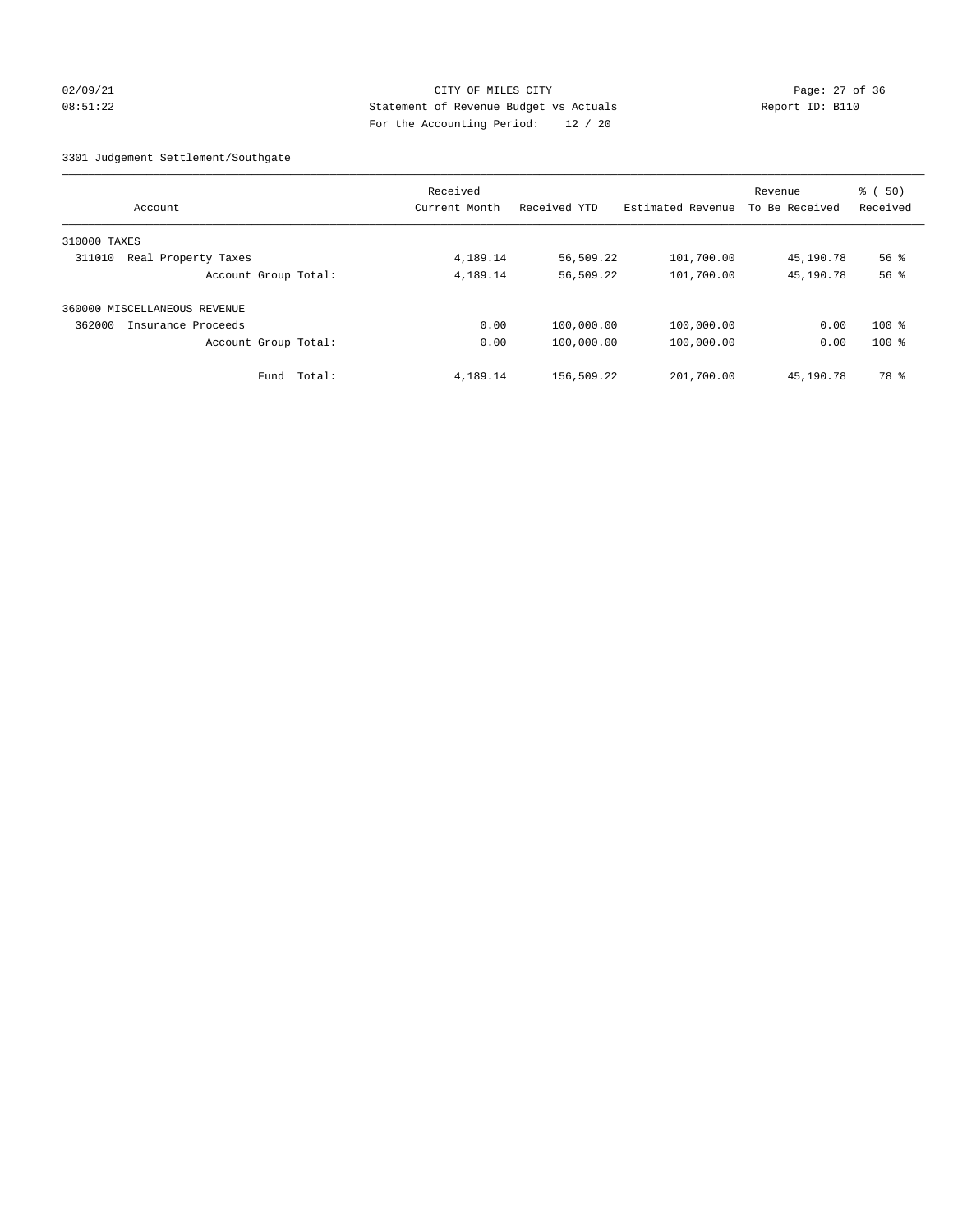CITY OF MILES CITY

Statement of Revenue Budget vs Actuals

For the Accounting Period: 12 / 20

02/09/21 08:51:22 Report ID: B110

3301 Judgement Settlement/Southgate

| Account | Received Current Month | Received YTD | Estimated Revenue | Revenue To Be Received | % ( 50) Received |
|---|---|---|---|---|---|
| 310000 TAXES | | | | | |
| 311010 Real Property Taxes | 4,189.14 | 56,509.22 | 101,700.00 | 45,190.78 | 56 % |
| Account Group Total: | 4,189.14 | 56,509.22 | 101,700.00 | 45,190.78 | 56 % |
| 360000 MISCELLANEOUS REVENUE | | | | | |
| 362000 Insurance Proceeds | 0.00 | 100,000.00 | 100,000.00 | 0.00 | 100 % |
| Account Group Total: | 0.00 | 100,000.00 | 100,000.00 | 0.00 | 100 % |
| Fund Total: | 4,189.14 | 156,509.22 | 201,700.00 | 45,190.78 | 78 % |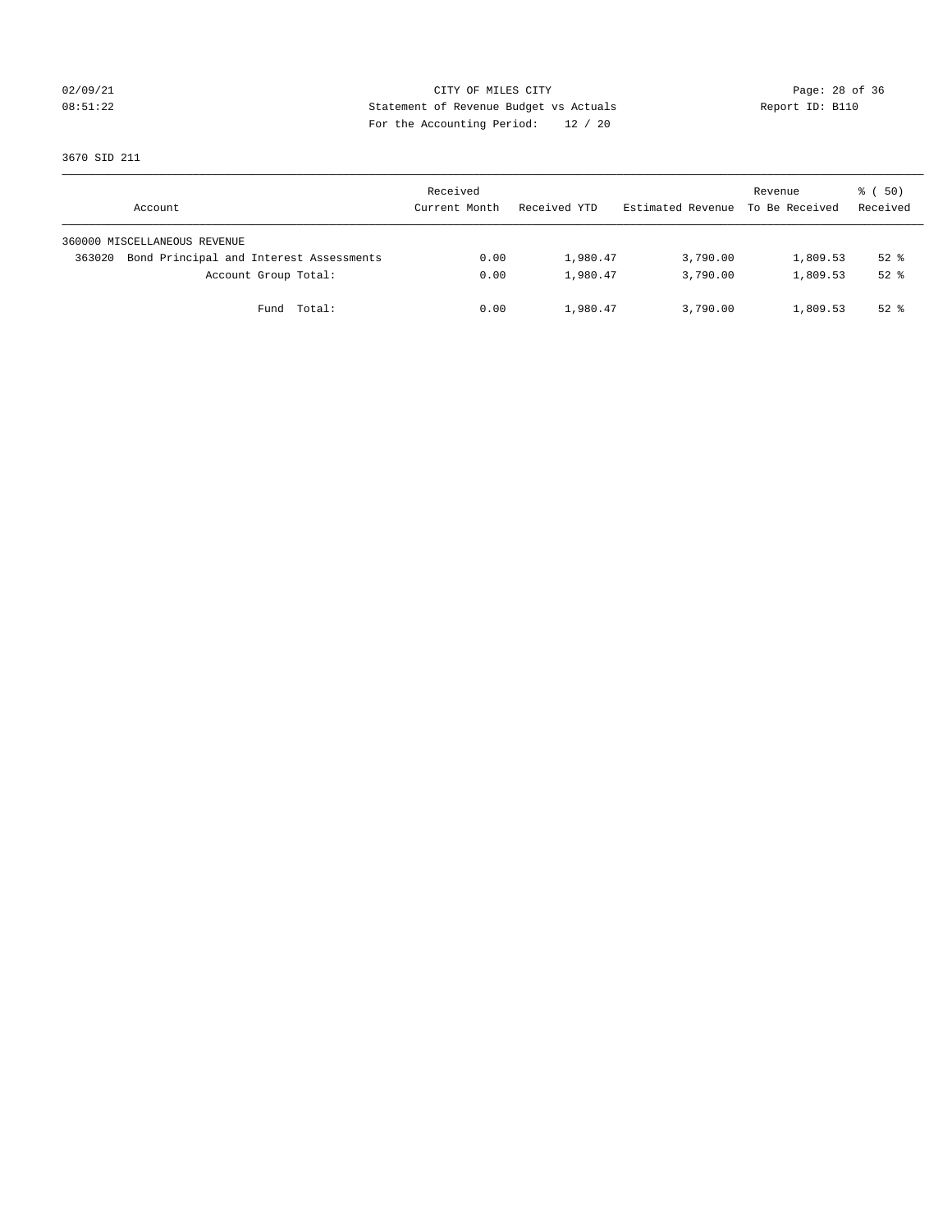CITY OF MILES CITY
Statement of Revenue Budget vs Actuals
For the Accounting Period: 12 / 20

02/09/21
08:51:22

Report ID: B110

3670 SID 211

| Account | Received Current Month | Received YTD | Estimated Revenue | Revenue To Be Received | % ( 50) Received |
|---|---|---|---|---|---|
| 360000 MISCELLANEOUS REVENUE | | | | | |
| 363020 Bond Principal and Interest Assessments | 0.00 | 1,980.47 | 3,790.00 | 1,809.53 | 52 % |
| Account Group Total: | 0.00 | 1,980.47 | 3,790.00 | 1,809.53 | 52 % |
| Fund Total: | 0.00 | 1,980.47 | 3,790.00 | 1,809.53 | 52 % |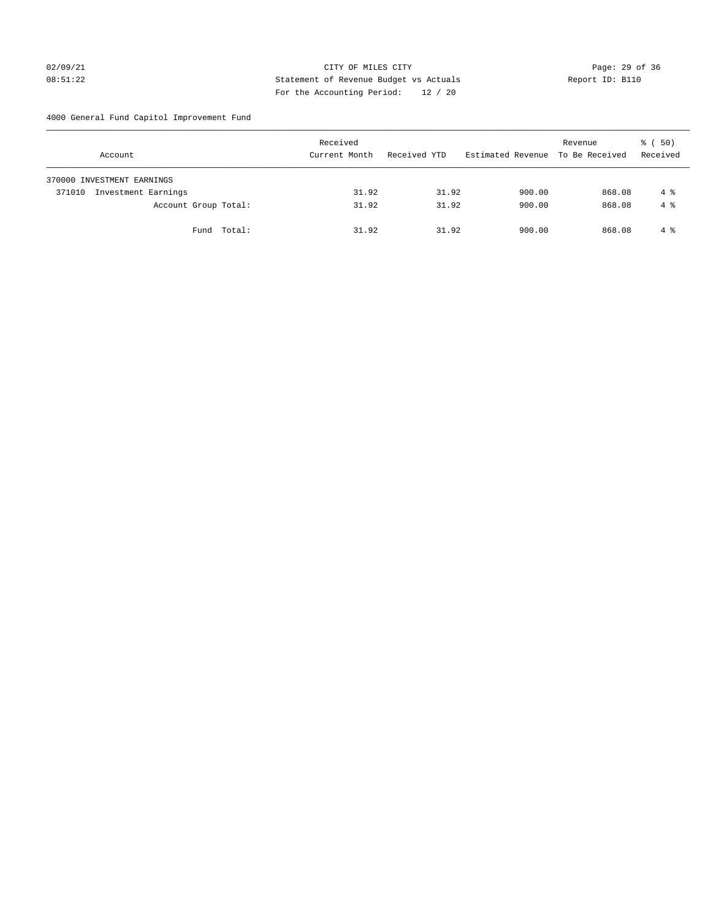CITY OF MILES CITY

Statement of Revenue Budget vs Actuals

For the Accounting Period: 12 / 20

4000 General Fund Capitol Improvement Fund

| Account | Received Current Month | Received YTD | Estimated Revenue | Revenue To Be Received | % ( 50) Received |
|---|---|---|---|---|---|
| 370000 INVESTMENT EARNINGS | | | | | |
| 371010 Investment Earnings | 31.92 | 31.92 | 900.00 | 868.08 | 4 % |
| Account Group Total: | 31.92 | 31.92 | 900.00 | 868.08 | 4 % |
| Fund Total: | 31.92 | 31.92 | 900.00 | 868.08 | 4 % |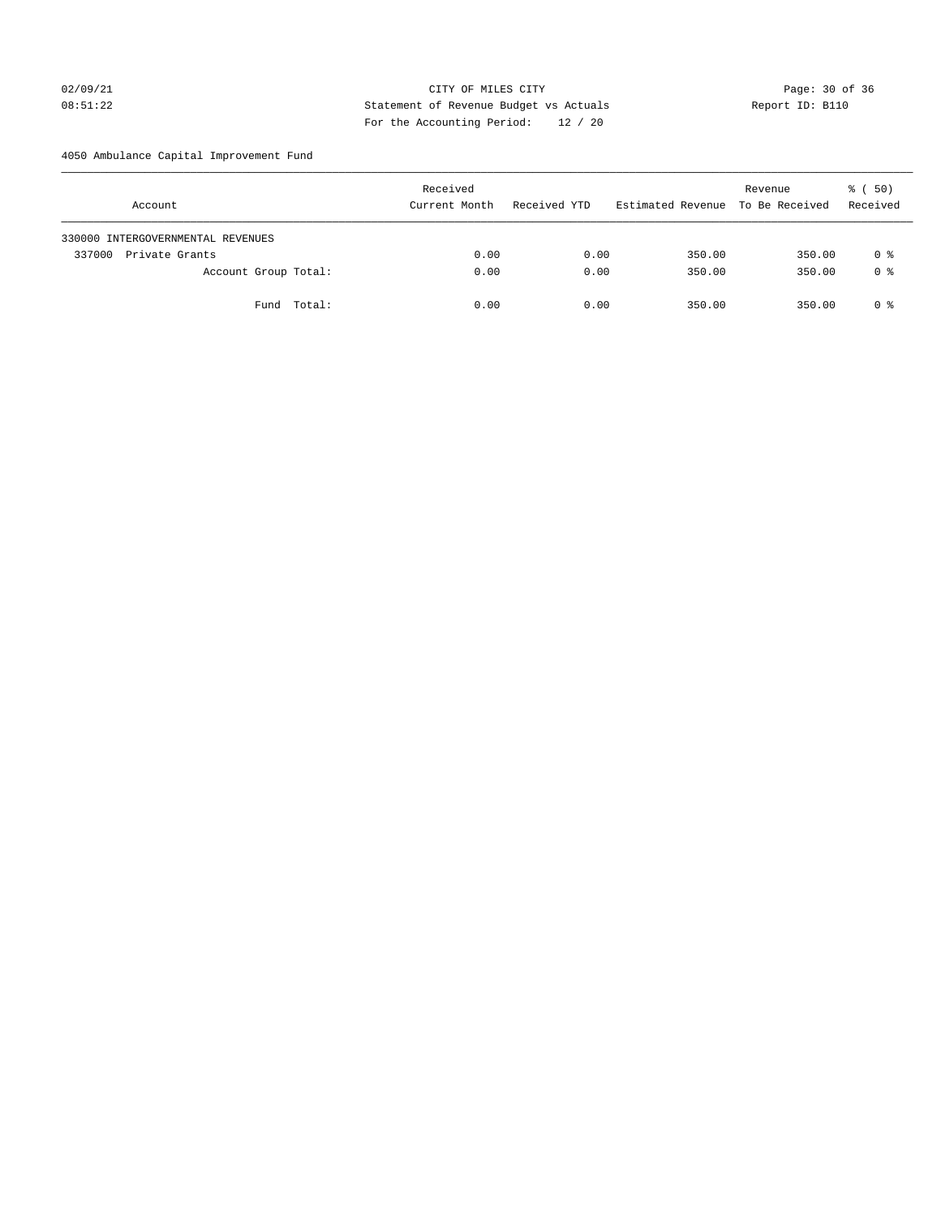CITY OF MILES CITY
Statement of Revenue Budget vs Actuals
For the Accounting Period: 12 / 20

02/09/21
08:51:22

Report ID: B110

4050 Ambulance Capital Improvement Fund

| Account | Received Current Month | Received YTD | Estimated Revenue | Revenue To Be Received | % ( 50) Received |
|---|---|---|---|---|---|
| 330000 INTERGOVERNMENTAL REVENUES | | | | | |
| 337000 Private Grants | 0.00 | 0.00 | 350.00 | 350.00 | 0 % |
| Account Group Total: | 0.00 | 0.00 | 350.00 | 350.00 | 0 % |
| Fund Total: | 0.00 | 0.00 | 350.00 | 350.00 | 0 % |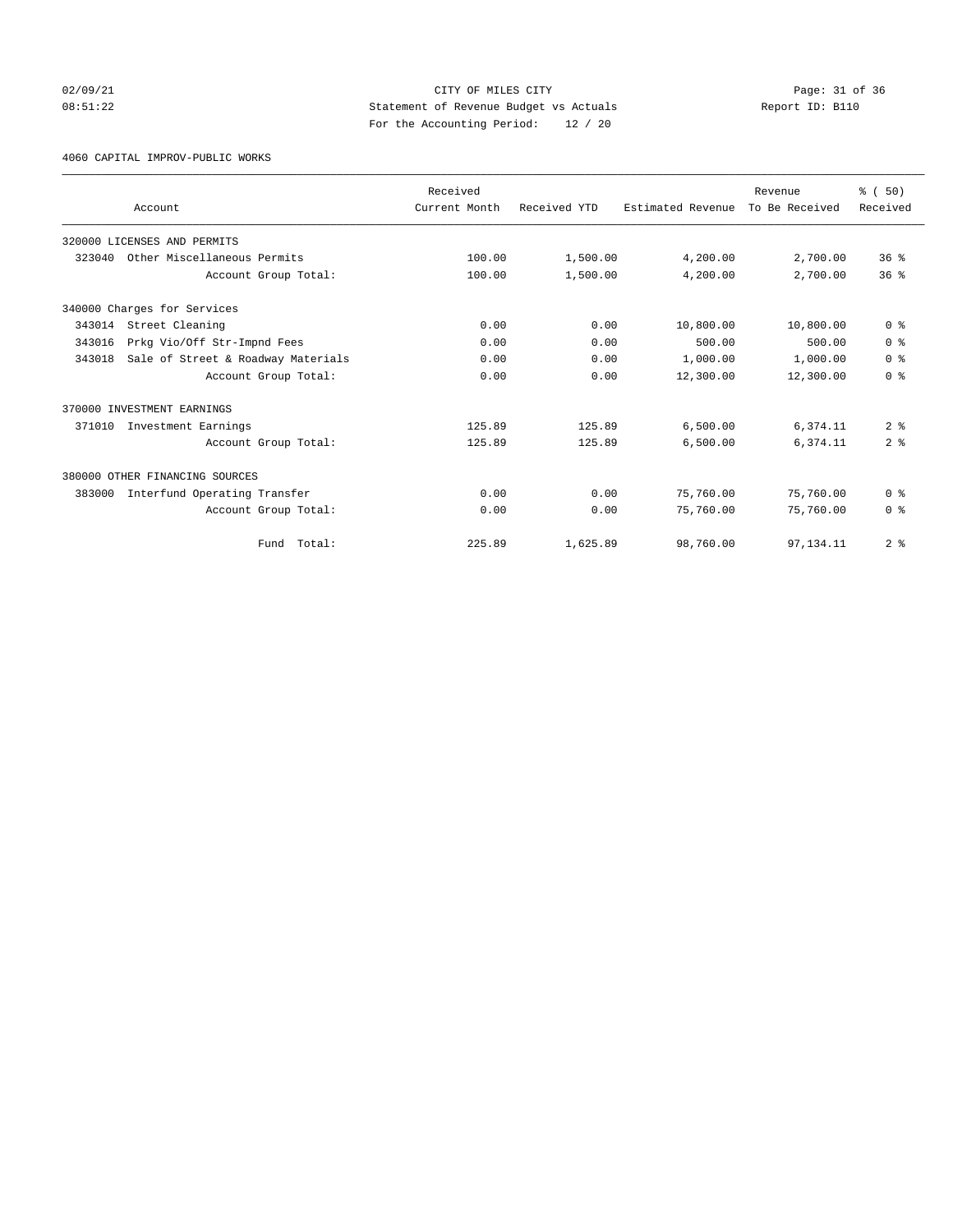CITY OF MILES CITY

Statement of Revenue Budget vs Actuals

For the Accounting Period: 12 / 20

02/09/21 08:51:22 — Report ID: B110

4060 CAPITAL IMPROV-PUBLIC WORKS

| Account | Received Current Month | Received YTD | Estimated Revenue | Revenue To Be Received | % ( 50) Received |
|---|---|---|---|---|---|
| 320000 LICENSES AND PERMITS | | | | | |
| 323040 Other Miscellaneous Permits | 100.00 | 1,500.00 | 4,200.00 | 2,700.00 | 36 % |
| Account Group Total: | 100.00 | 1,500.00 | 4,200.00 | 2,700.00 | 36 % |
| 340000 Charges for Services | | | | | |
| 343014 Street Cleaning | 0.00 | 0.00 | 10,800.00 | 10,800.00 | 0 % |
| 343016 Prkg Vio/Off Str-Impnd Fees | 0.00 | 0.00 | 500.00 | 500.00 | 0 % |
| 343018 Sale of Street & Roadway Materials | 0.00 | 0.00 | 1,000.00 | 1,000.00 | 0 % |
| Account Group Total: | 0.00 | 0.00 | 12,300.00 | 12,300.00 | 0 % |
| 370000 INVESTMENT EARNINGS | | | | | |
| 371010 Investment Earnings | 125.89 | 125.89 | 6,500.00 | 6,374.11 | 2 % |
| Account Group Total: | 125.89 | 125.89 | 6,500.00 | 6,374.11 | 2 % |
| 380000 OTHER FINANCING SOURCES | | | | | |
| 383000 Interfund Operating Transfer | 0.00 | 0.00 | 75,760.00 | 75,760.00 | 0 % |
| Account Group Total: | 0.00 | 0.00 | 75,760.00 | 75,760.00 | 0 % |
| Fund Total: | 225.89 | 1,625.89 | 98,760.00 | 97,134.11 | 2 % |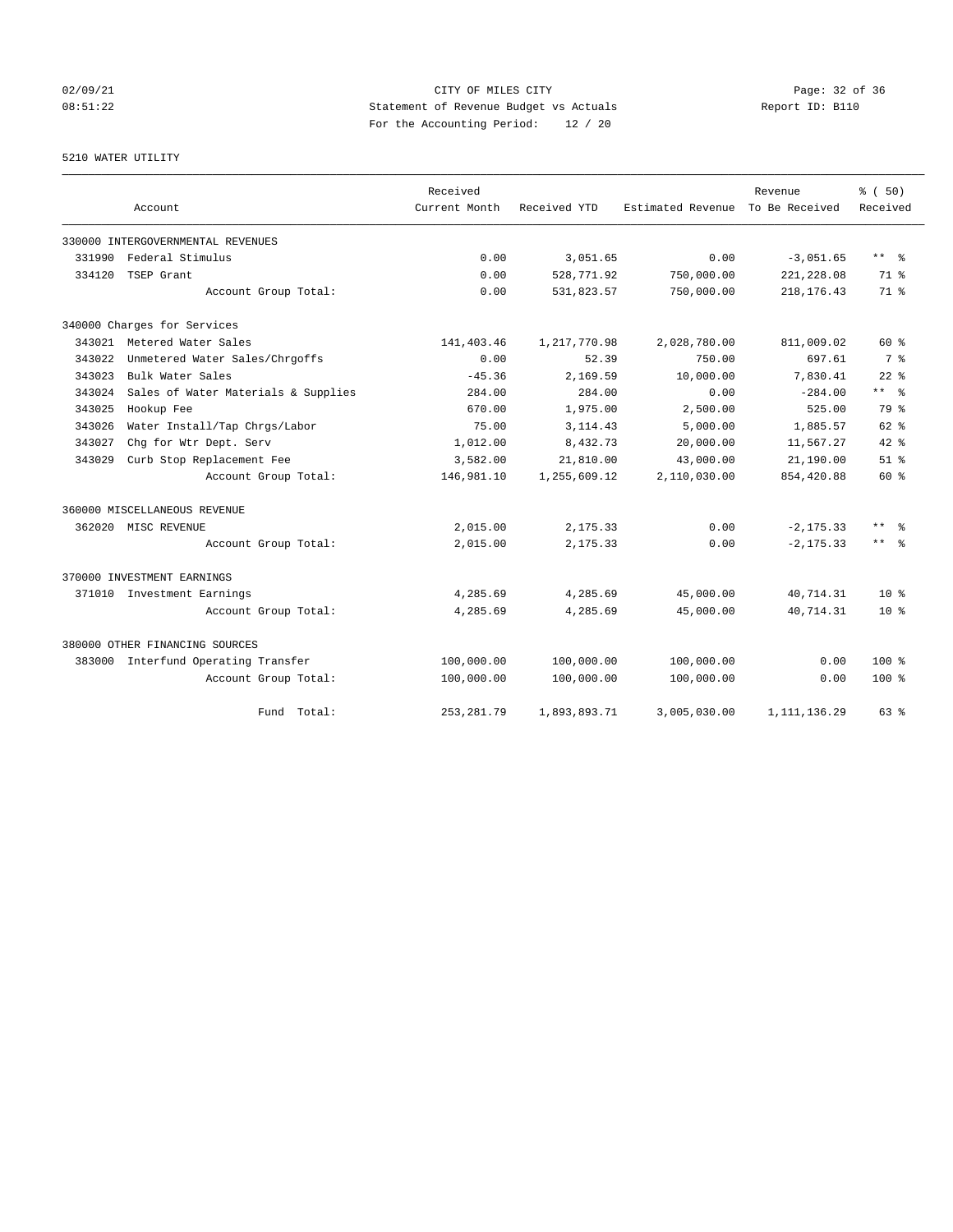CITY OF MILES CITY
Statement of Revenue Budget vs Actuals
For the Accounting Period: 12 / 20

02/09/21
08:51:22

Report ID: B110

5210 WATER UTILITY

| Account | Received Current Month | Received YTD | Estimated Revenue | Revenue To Be Received | % ( 50) Received |
|---|---|---|---|---|---|
| 330000 INTERGOVERNMENTAL REVENUES | | | | | |
| 331990 Federal Stimulus | 0.00 | 3,051.65 | 0.00 | -3,051.65 | ** % |
| 334120 TSEP Grant | 0.00 | 528,771.92 | 750,000.00 | 221,228.08 | 71 % |
| Account Group Total: | 0.00 | 531,823.57 | 750,000.00 | 218,176.43 | 71 % |
| 340000 Charges for Services | | | | | |
| 343021 Metered Water Sales | 141,403.46 | 1,217,770.98 | 2,028,780.00 | 811,009.02 | 60 % |
| 343022 Unmetered Water Sales/Chrgoffs | 0.00 | 52.39 | 750.00 | 697.61 | 7 % |
| 343023 Bulk Water Sales | -45.36 | 2,169.59 | 10,000.00 | 7,830.41 | 22 % |
| 343024 Sales of Water Materials & Supplies | 284.00 | 284.00 | 0.00 | -284.00 | ** % |
| 343025 Hookup Fee | 670.00 | 1,975.00 | 2,500.00 | 525.00 | 79 % |
| 343026 Water Install/Tap Chrgs/Labor | 75.00 | 3,114.43 | 5,000.00 | 1,885.57 | 62 % |
| 343027 Chg for Wtr Dept. Serv | 1,012.00 | 8,432.73 | 20,000.00 | 11,567.27 | 42 % |
| 343029 Curb Stop Replacement Fee | 3,582.00 | 21,810.00 | 43,000.00 | 21,190.00 | 51 % |
| Account Group Total: | 146,981.10 | 1,255,609.12 | 2,110,030.00 | 854,420.88 | 60 % |
| 360000 MISCELLANEOUS REVENUE | | | | | |
| 362020 MISC REVENUE | 2,015.00 | 2,175.33 | 0.00 | -2,175.33 | ** % |
| Account Group Total: | 2,015.00 | 2,175.33 | 0.00 | -2,175.33 | ** % |
| 370000 INVESTMENT EARNINGS | | | | | |
| 371010 Investment Earnings | 4,285.69 | 4,285.69 | 45,000.00 | 40,714.31 | 10 % |
| Account Group Total: | 4,285.69 | 4,285.69 | 45,000.00 | 40,714.31 | 10 % |
| 380000 OTHER FINANCING SOURCES | | | | | |
| 383000 Interfund Operating Transfer | 100,000.00 | 100,000.00 | 100,000.00 | 0.00 | 100 % |
| Account Group Total: | 100,000.00 | 100,000.00 | 100,000.00 | 0.00 | 100 % |
| Fund Total: | 253,281.79 | 1,893,893.71 | 3,005,030.00 | 1,111,136.29 | 63 % |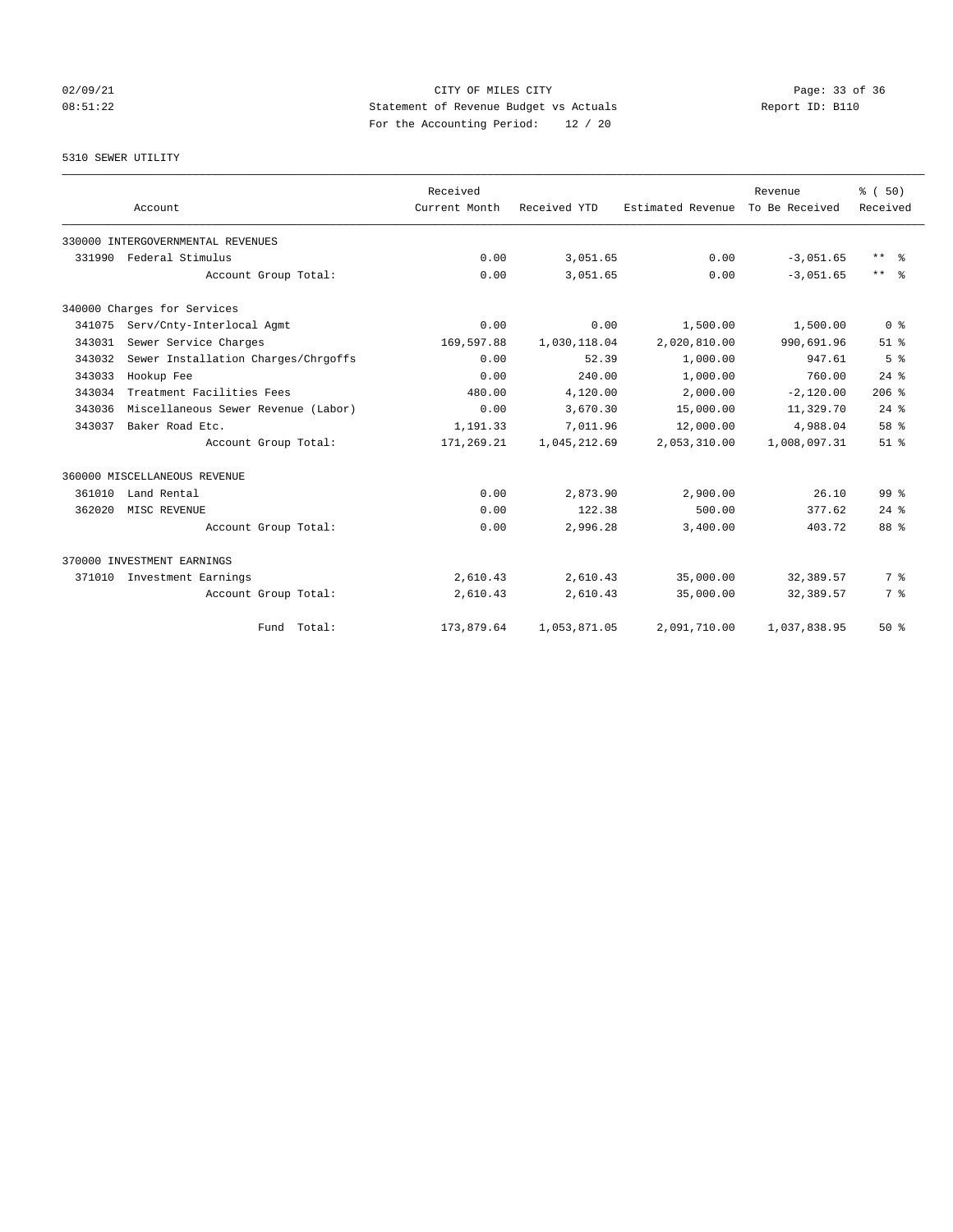CITY OF MILES CITY
Statement of Revenue Budget vs Actuals
For the Accounting Period: 12 / 20

02/09/21 08:51:22 — Report ID: B110

## 5310 SEWER UTILITY

| Account | | Received Current Month | Received YTD | Estimated Revenue | Revenue To Be Received | % ( 50) Received |
|---|---|---|---|---|---|---|
| 330000 INTERGOVERNMENTAL REVENUES | | | | | | |
| 331990 | Federal Stimulus | 0.00 | 3,051.65 | 0.00 | -3,051.65 | ** % |
| | Account Group Total: | 0.00 | 3,051.65 | 0.00 | -3,051.65 | ** % |
| 340000 Charges for Services | | | | | | |
| 341075 | Serv/Cnty-Interlocal Agmt | 0.00 | 0.00 | 1,500.00 | 1,500.00 | 0 % |
| 343031 | Sewer Service Charges | 169,597.88 | 1,030,118.04 | 2,020,810.00 | 990,691.96 | 51 % |
| 343032 | Sewer Installation Charges/Chrgoffs | 0.00 | 52.39 | 1,000.00 | 947.61 | 5 % |
| 343033 | Hookup Fee | 0.00 | 240.00 | 1,000.00 | 760.00 | 24 % |
| 343034 | Treatment Facilities Fees | 480.00 | 4,120.00 | 2,000.00 | -2,120.00 | 206 % |
| 343036 | Miscellaneous Sewer Revenue (Labor) | 0.00 | 3,670.30 | 15,000.00 | 11,329.70 | 24 % |
| 343037 | Baker Road Etc. | 1,191.33 | 7,011.96 | 12,000.00 | 4,988.04 | 58 % |
| | Account Group Total: | 171,269.21 | 1,045,212.69 | 2,053,310.00 | 1,008,097.31 | 51 % |
| 360000 MISCELLANEOUS REVENUE | | | | | | |
| 361010 | Land Rental | 0.00 | 2,873.90 | 2,900.00 | 26.10 | 99 % |
| 362020 | MISC REVENUE | 0.00 | 122.38 | 500.00 | 377.62 | 24 % |
| | Account Group Total: | 0.00 | 2,996.28 | 3,400.00 | 403.72 | 88 % |
| 370000 INVESTMENT EARNINGS | | | | | | |
| 371010 | Investment Earnings | 2,610.43 | 2,610.43 | 35,000.00 | 32,389.57 | 7 % |
| | Account Group Total: | 2,610.43 | 2,610.43 | 35,000.00 | 32,389.57 | 7 % |
| | Fund Total: | 173,879.64 | 1,053,871.05 | 2,091,710.00 | 1,037,838.95 | 50 % |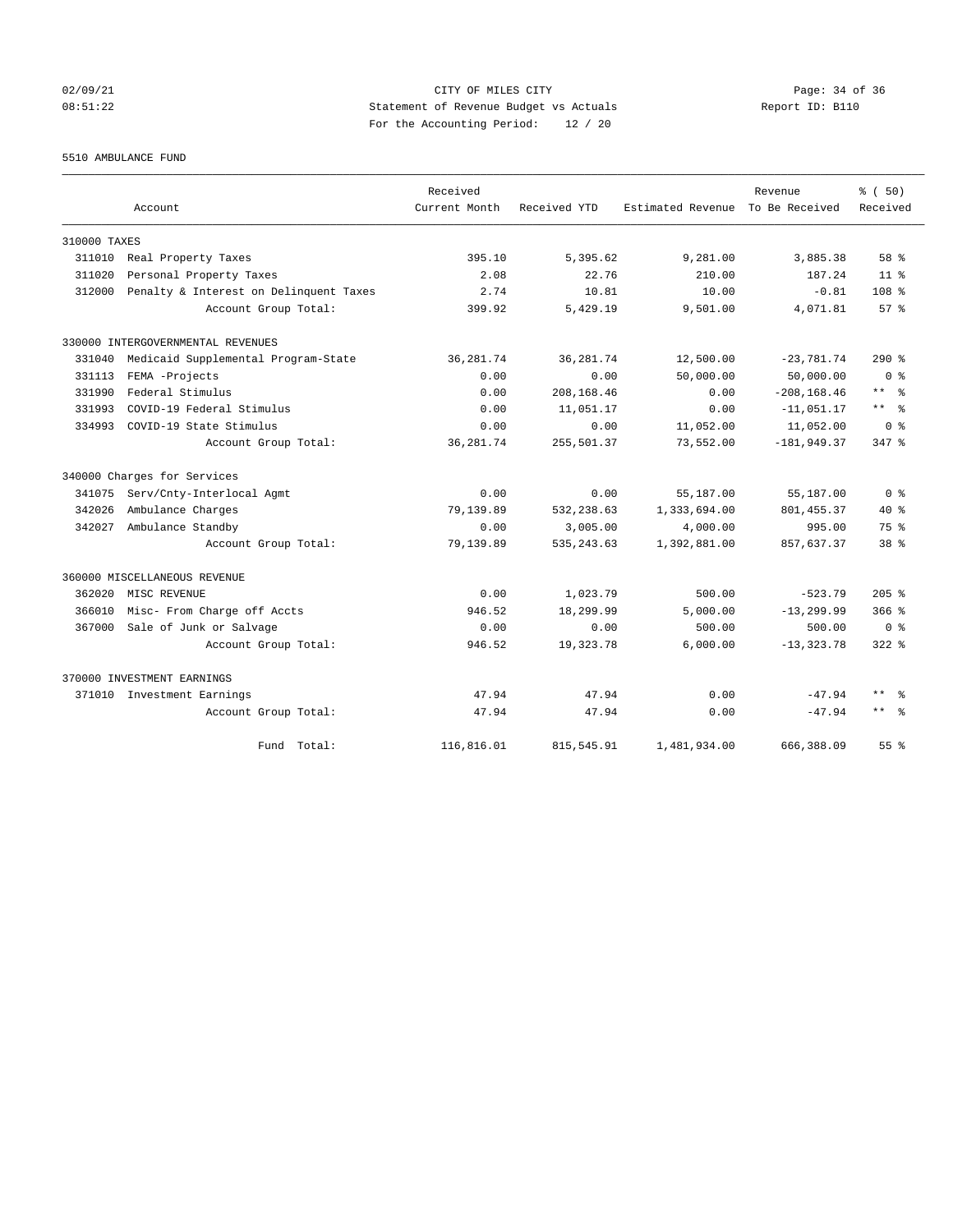CITY OF MILES CITY
Statement of Revenue Budget vs Actuals
For the Accounting Period: 12 / 20

5510 AMBULANCE FUND

| Account | | Received Current Month | Received YTD | Estimated Revenue | Revenue To Be Received | % ( 50) Received |
|---|---|---|---|---|---|---|
| 310000 TAXES | | | | | | |
| 311010 | Real Property Taxes | 395.10 | 5,395.62 | 9,281.00 | 3,885.38 | 58 % |
| 311020 | Personal Property Taxes | 2.08 | 22.76 | 210.00 | 187.24 | 11 % |
| 312000 | Penalty & Interest on Delinquent Taxes | 2.74 | 10.81 | 10.00 | -0.81 | 108 % |
| | Account Group Total: | 399.92 | 5,429.19 | 9,501.00 | 4,071.81 | 57 % |
| 330000 INTERGOVERNMENTAL REVENUES | | | | | | |
| 331040 | Medicaid Supplemental Program-State | 36,281.74 | 36,281.74 | 12,500.00 | -23,781.74 | 290 % |
| 331113 | FEMA -Projects | 0.00 | 0.00 | 50,000.00 | 50,000.00 | 0 % |
| 331990 | Federal Stimulus | 0.00 | 208,168.46 | 0.00 | -208,168.46 | ** % |
| 331993 | COVID-19 Federal Stimulus | 0.00 | 11,051.17 | 0.00 | -11,051.17 | ** % |
| 334993 | COVID-19 State Stimulus | 0.00 | 0.00 | 11,052.00 | 11,052.00 | 0 % |
| | Account Group Total: | 36,281.74 | 255,501.37 | 73,552.00 | -181,949.37 | 347 % |
| 340000 Charges for Services | | | | | | |
| 341075 | Serv/Cnty-Interlocal Agmt | 0.00 | 0.00 | 55,187.00 | 55,187.00 | 0 % |
| 342026 | Ambulance Charges | 79,139.89 | 532,238.63 | 1,333,694.00 | 801,455.37 | 40 % |
| 342027 | Ambulance Standby | 0.00 | 3,005.00 | 4,000.00 | 995.00 | 75 % |
| | Account Group Total: | 79,139.89 | 535,243.63 | 1,392,881.00 | 857,637.37 | 38 % |
| 360000 MISCELLANEOUS REVENUE | | | | | | |
| 362020 | MISC REVENUE | 0.00 | 1,023.79 | 500.00 | -523.79 | 205 % |
| 366010 | Misc- From Charge off Accts | 946.52 | 18,299.99 | 5,000.00 | -13,299.99 | 366 % |
| 367000 | Sale of Junk or Salvage | 0.00 | 0.00 | 500.00 | 500.00 | 0 % |
| | Account Group Total: | 946.52 | 19,323.78 | 6,000.00 | -13,323.78 | 322 % |
| 370000 INVESTMENT EARNINGS | | | | | | |
| 371010 | Investment Earnings | 47.94 | 47.94 | 0.00 | -47.94 | ** % |
| | Account Group Total: | 47.94 | 47.94 | 0.00 | -47.94 | ** % |
| | Fund Total: | 116,816.01 | 815,545.91 | 1,481,934.00 | 666,388.09 | 55 % |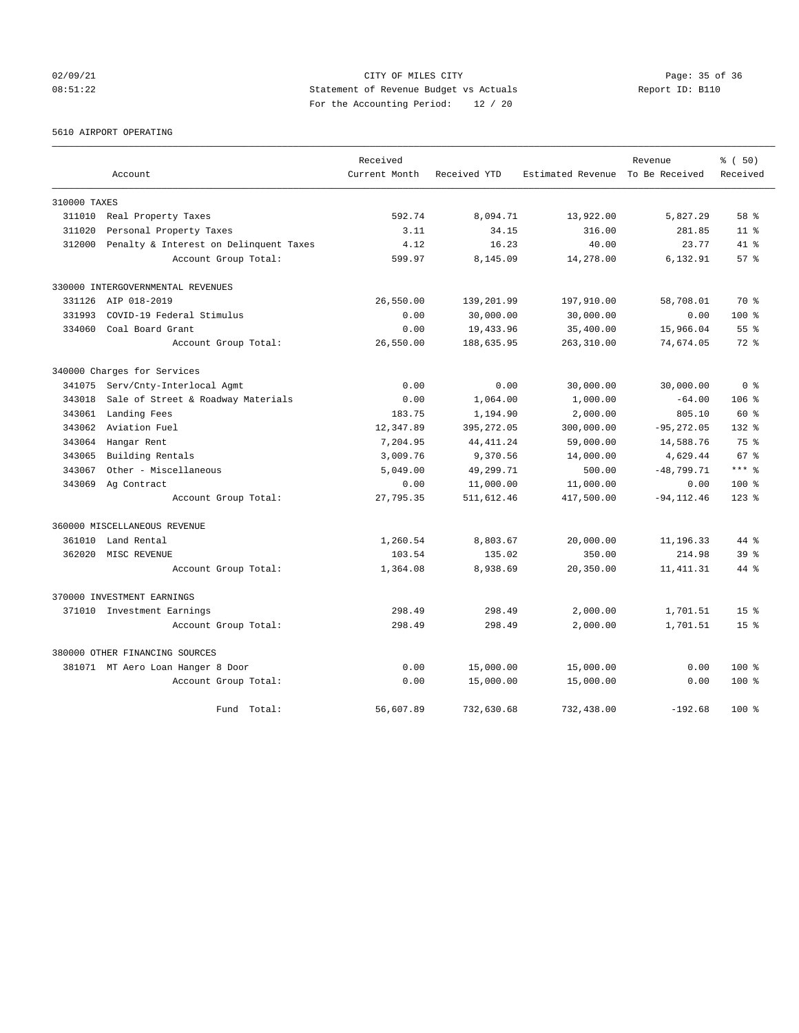CITY OF MILES CITY
Statement of Revenue Budget vs Actuals
For the Accounting Period: 12 / 20

5610 AIRPORT OPERATING

| Account | Received Current Month | Received YTD | Estimated Revenue | Revenue To Be Received | % ( 50) Received |
|---|---|---|---|---|---|
| **310000 TAXES** | | | | | |
| 311010 Real Property Taxes | 592.74 | 8,094.71 | 13,922.00 | 5,827.29 | 58 % |
| 311020 Personal Property Taxes | 3.11 | 34.15 | 316.00 | 281.85 | 11 % |
| 312000 Penalty & Interest on Delinquent Taxes | 4.12 | 16.23 | 40.00 | 23.77 | 41 % |
| Account Group Total: | 599.97 | 8,145.09 | 14,278.00 | 6,132.91 | 57 % |
| **330000 INTERGOVERNMENTAL REVENUES** | | | | | |
| 331126 AIP 018-2019 | 26,550.00 | 139,201.99 | 197,910.00 | 58,708.01 | 70 % |
| 331993 COVID-19 Federal Stimulus | 0.00 | 30,000.00 | 30,000.00 | 0.00 | 100 % |
| 334060 Coal Board Grant | 0.00 | 19,433.96 | 35,400.00 | 15,966.04 | 55 % |
| Account Group Total: | 26,550.00 | 188,635.95 | 263,310.00 | 74,674.05 | 72 % |
| **340000 Charges for Services** | | | | | |
| 341075 Serv/Cnty-Interlocal Agmt | 0.00 | 0.00 | 30,000.00 | 30,000.00 | 0 % |
| 343018 Sale of Street & Roadway Materials | 0.00 | 1,064.00 | 1,000.00 | -64.00 | 106 % |
| 343061 Landing Fees | 183.75 | 1,194.90 | 2,000.00 | 805.10 | 60 % |
| 343062 Aviation Fuel | 12,347.89 | 395,272.05 | 300,000.00 | -95,272.05 | 132 % |
| 343064 Hangar Rent | 7,204.95 | 44,411.24 | 59,000.00 | 14,588.76 | 75 % |
| 343065 Building Rentals | 3,009.76 | 9,370.56 | 14,000.00 | 4,629.44 | 67 % |
| 343067 Other - Miscellaneous | 5,049.00 | 49,299.71 | 500.00 | -48,799.71 | *** % |
| 343069 Ag Contract | 0.00 | 11,000.00 | 11,000.00 | 0.00 | 100 % |
| Account Group Total: | 27,795.35 | 511,612.46 | 417,500.00 | -94,112.46 | 123 % |
| **360000 MISCELLANEOUS REVENUE** | | | | | |
| 361010 Land Rental | 1,260.54 | 8,803.67 | 20,000.00 | 11,196.33 | 44 % |
| 362020 MISC REVENUE | 103.54 | 135.02 | 350.00 | 214.98 | 39 % |
| Account Group Total: | 1,364.08 | 8,938.69 | 20,350.00 | 11,411.31 | 44 % |
| **370000 INVESTMENT EARNINGS** | | | | | |
| 371010 Investment Earnings | 298.49 | 298.49 | 2,000.00 | 1,701.51 | 15 % |
| Account Group Total: | 298.49 | 298.49 | 2,000.00 | 1,701.51 | 15 % |
| **380000 OTHER FINANCING SOURCES** | | | | | |
| 381071 MT Aero Loan Hanger 8 Door | 0.00 | 15,000.00 | 15,000.00 | 0.00 | 100 % |
| Account Group Total: | 0.00 | 15,000.00 | 15,000.00 | 0.00 | 100 % |
| Fund Total: | 56,607.89 | 732,630.68 | 732,438.00 | -192.68 | 100 % |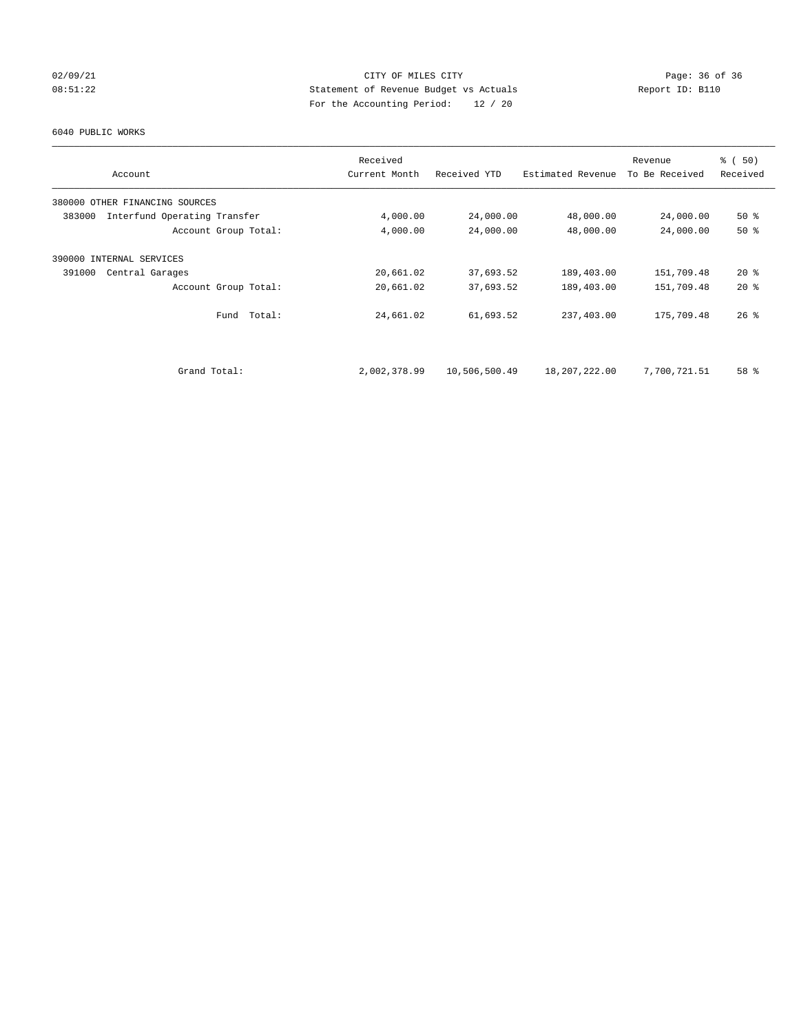CITY OF MILES CITY
Statement of Revenue Budget vs Actuals
For the Accounting Period: 12 / 20

6040 PUBLIC WORKS

| Account | Received Current Month | Received YTD | Estimated Revenue | Revenue To Be Received | % ( 50) Received |
|---|---|---|---|---|---|
| 380000 OTHER FINANCING SOURCES | | | | | |
| 383000 Interfund Operating Transfer | 4,000.00 | 24,000.00 | 48,000.00 | 24,000.00 | 50 % |
| Account Group Total: | 4,000.00 | 24,000.00 | 48,000.00 | 24,000.00 | 50 % |
| 390000 INTERNAL SERVICES | | | | | |
| 391000 Central Garages | 20,661.02 | 37,693.52 | 189,403.00 | 151,709.48 | 20 % |
| Account Group Total: | 20,661.02 | 37,693.52 | 189,403.00 | 151,709.48 | 20 % |
| Fund Total: | 24,661.02 | 61,693.52 | 237,403.00 | 175,709.48 | 26 % |
| Grand Total: | 2,002,378.99 | 10,506,500.49 | 18,207,222.00 | 7,700,721.51 | 58 % |